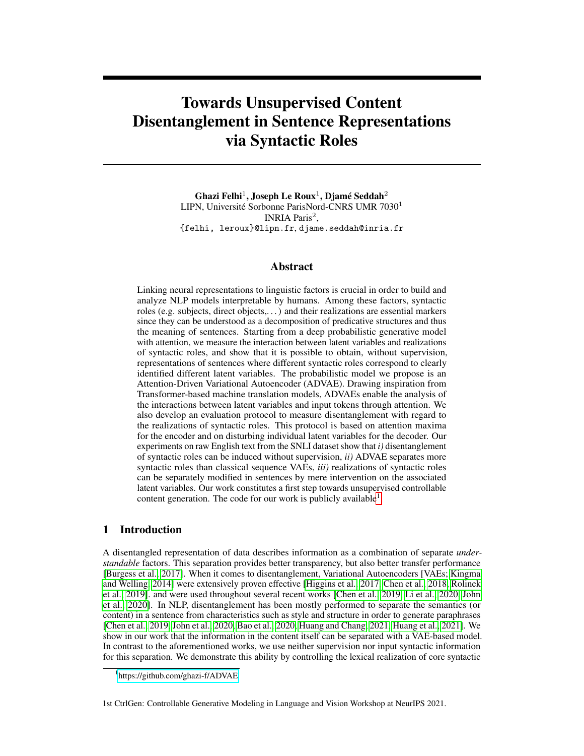# Towards Unsupervised Content Disentanglement in Sentence Representations via Syntactic Roles

**Ghazi Felhi**[1], **Joseph Le Roux**[1], **Djamé Seddah**[2]
LIPN, Université Sorbonne ParisNord-CNRS UMR 7030[1]
INRIA Paris[2],
`{felhi, leroux}@lipn.fr`, `djame.seddah@inria.fr`

## Abstract

Linking neural representations to linguistic factors is crucial in order to build and analyze NLP models interpretable by humans. Among these factors, syntactic roles (e.g. subjects, direct objects,. . . ) and their realizations are essential markers since they can be understood as a decomposition of predicative structures and thus the meaning of sentences. Starting from a deep probabilistic generative model with attention, we measure the interaction between latent variables and realizations of syntactic roles, and show that it is possible to obtain, without supervision, representations of sentences where different syntactic roles correspond to clearly identified different latent variables. The probabilistic model we propose is an Attention-Driven Variational Autoencoder (ADVAE). Drawing inspiration from Transformer-based machine translation models, ADVAEs enable the analysis of the interactions between latent variables and input tokens through attention. We also develop an evaluation protocol to measure disentanglement with regard to the realizations of syntactic roles. This protocol is based on attention maxima for the encoder and on disturbing individual latent variables for the decoder. Our experiments on raw English text from the SNLI dataset show that *i)* disentanglement of syntactic roles can be induced without supervision, *ii)* ADVAE separates more syntactic roles than classical sequence VAEs, *iii)* realizations of syntactic roles can be separately modified in sentences by mere intervention on the associated latent variables. Our work constitutes a first step towards unsupervised controllable content generation. The code for our work is publicly available[1].

## 1 Introduction

A disentangled representation of data describes information as a combination of separate *understandable* factors. This separation provides better transparency, but also better transfer performance [Burgess et al., 2017]. When it comes to disentanglement, Variational Autoencoders [VAEs; Kingma and Welling, 2014] were extensively proven effective [Higgins et al., 2017, Chen et al., 2018, Rolinek et al., 2019]. and were used throughout several recent works [Chen et al., 2019, Li et al., 2020, John et al., 2020]. In NLP, disentanglement has been mostly performed to separate the semantics (or content) in a sentence from characteristics such as style and structure in order to generate paraphrases [Chen et al., 2019, John et al., 2020, Bao et al., 2020, Huang and Chang, 2021, Huang et al., 2021]. We show in our work that the information in the content itself can be separated with a VAE-based model. In contrast to the aforementioned works, we use neither supervision nor input syntactic information for this separation. We demonstrate this ability by controlling the lexical realization of core syntactic

[1] https://github.com/ghazi-f/ADVAE

1st CtrlGen: Controllable Generative Modeling in Language and Vision Workshop at NeurIPS 2021.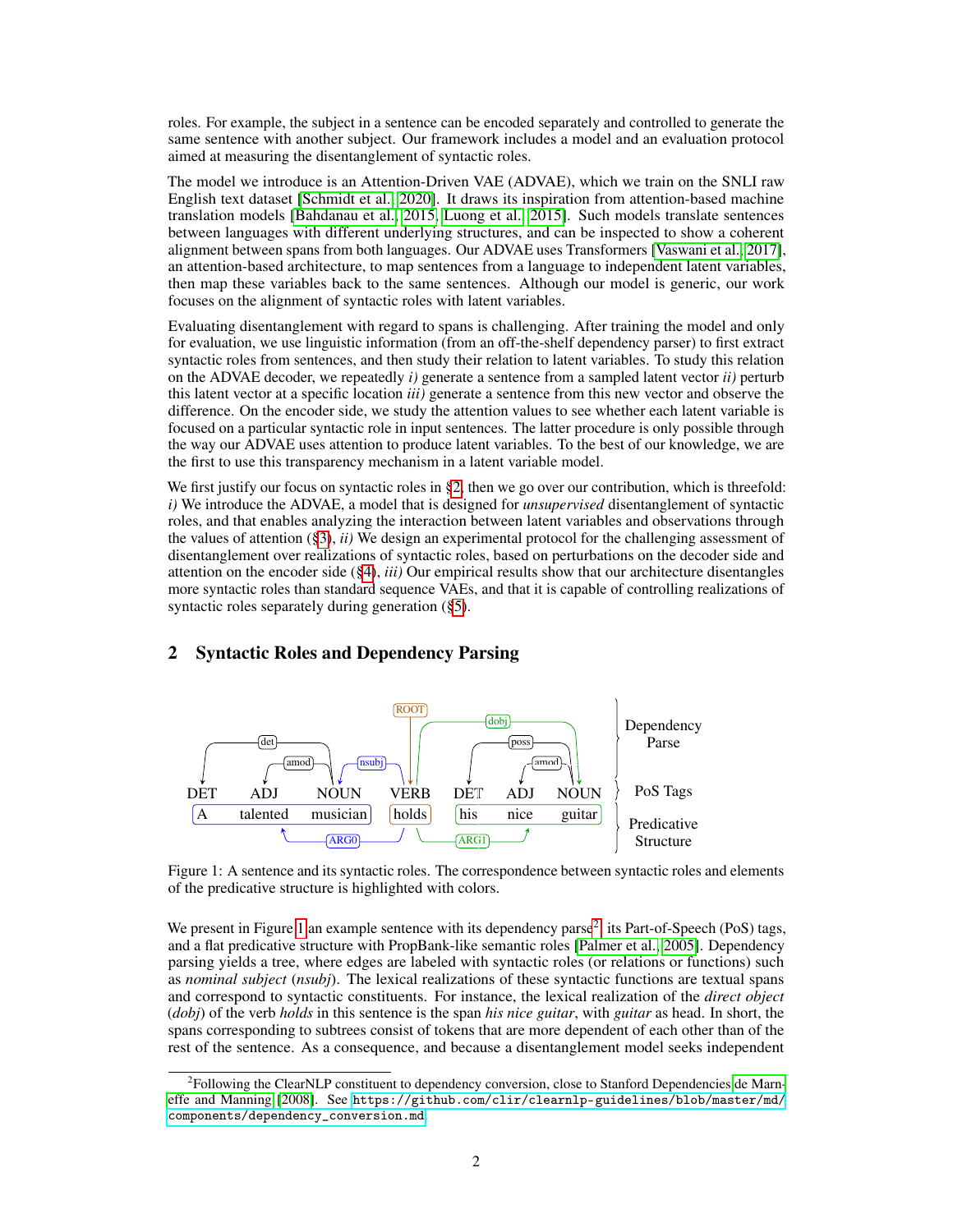roles. For example, the subject in a sentence can be encoded separately and controlled to generate the same sentence with another subject. Our framework includes a model and an evaluation protocol aimed at measuring the disentanglement of syntactic roles.

The model we introduce is an Attention-Driven VAE (ADVAE), which we train on the SNLI raw English text dataset [Schmidt et al., 2020]. It draws its inspiration from attention-based machine translation models [Bahdanau et al., 2015, Luong et al., 2015]. Such models translate sentences between languages with different underlying structures, and can be inspected to show a coherent alignment between spans from both languages. Our ADVAE uses Transformers [Vaswani et al., 2017], an attention-based architecture, to map sentences from a language to independent latent variables, then map these variables back to the same sentences. Although our model is generic, our work focuses on the alignment of syntactic roles with latent variables.

Evaluating disentanglement with regard to spans is challenging. After training the model and only for evaluation, we use linguistic information (from an off-the-shelf dependency parser) to first extract syntactic roles from sentences, and then study their relation to latent variables. To study this relation on the ADVAE decoder, we repeatedly *i)* generate a sentence from a sampled latent vector *ii)* perturb this latent vector at a specific location *iii)* generate a sentence from this new vector and observe the difference. On the encoder side, we study the attention values to see whether each latent variable is focused on a particular syntactic role in input sentences. The latter procedure is only possible through the way our ADVAE uses attention to produce latent variables. To the best of our knowledge, we are the first to use this transparency mechanism in a latent variable model.

We first justify our focus on syntactic roles in §2, then we go over our contribution, which is threefold: *i)* We introduce the ADVAE, a model that is designed for *unsupervised* disentanglement of syntactic roles, and that enables analyzing the interaction between latent variables and observations through the values of attention (§3), *ii)* We design an experimental protocol for the challenging assessment of disentanglement over realizations of syntactic roles, based on perturbations on the decoder side and attention on the encoder side (§4), *iii)* Our empirical results show that our architecture disentangles more syntactic roles than standard sequence VAEs, and that it is capable of controlling realizations of syntactic roles separately during generation (§5).

## 2 Syntactic Roles and Dependency Parsing

| | DET | ADJ | NOUN | VERB | DET | ADJ | NOUN |
|---|---|---|---|---|---|---|---|
| Tokens | A | talented | musician | holds | his | nice | guitar |

Dependency Parse: det(musician, A), amod(musician, talented), nsubj(holds, musician), ROOT(holds), dobj(holds, guitar), poss(guitar, his), amod(guitar, nice). Predicative Structure: ARG0 = A talented musician; ARG1 = his nice guitar.

Figure 1: A sentence and its syntactic roles. The correspondence between syntactic roles and elements of the predicative structure is highlighted with colors.

We present in Figure 1 an example sentence with its dependency parse[2], its Part-of-Speech (PoS) tags, and a flat predicative structure with PropBank-like semantic roles [Palmer et al., 2005]. Dependency parsing yields a tree, where edges are labeled with syntactic roles (or relations or functions) such as *nominal subject* (*nsubj*). The lexical realizations of these syntactic functions are textual spans and correspond to syntactic constituents. For instance, the lexical realization of the *direct object* (*dobj*) of the verb *holds* in this sentence is the span *his nice guitar*, with *guitar* as head. In short, the spans corresponding to subtrees consist of tokens that are more dependent of each other than of the rest of the sentence. As a consequence, and because a disentanglement model seeks independent

[2]Following the ClearNLP constituent to dependency conversion, close to Stanford Dependencies de Marneffe and Manning [2008]. See `https://github.com/clir/clearnlp-guidelines/blob/master/md/components/dependency_conversion.md`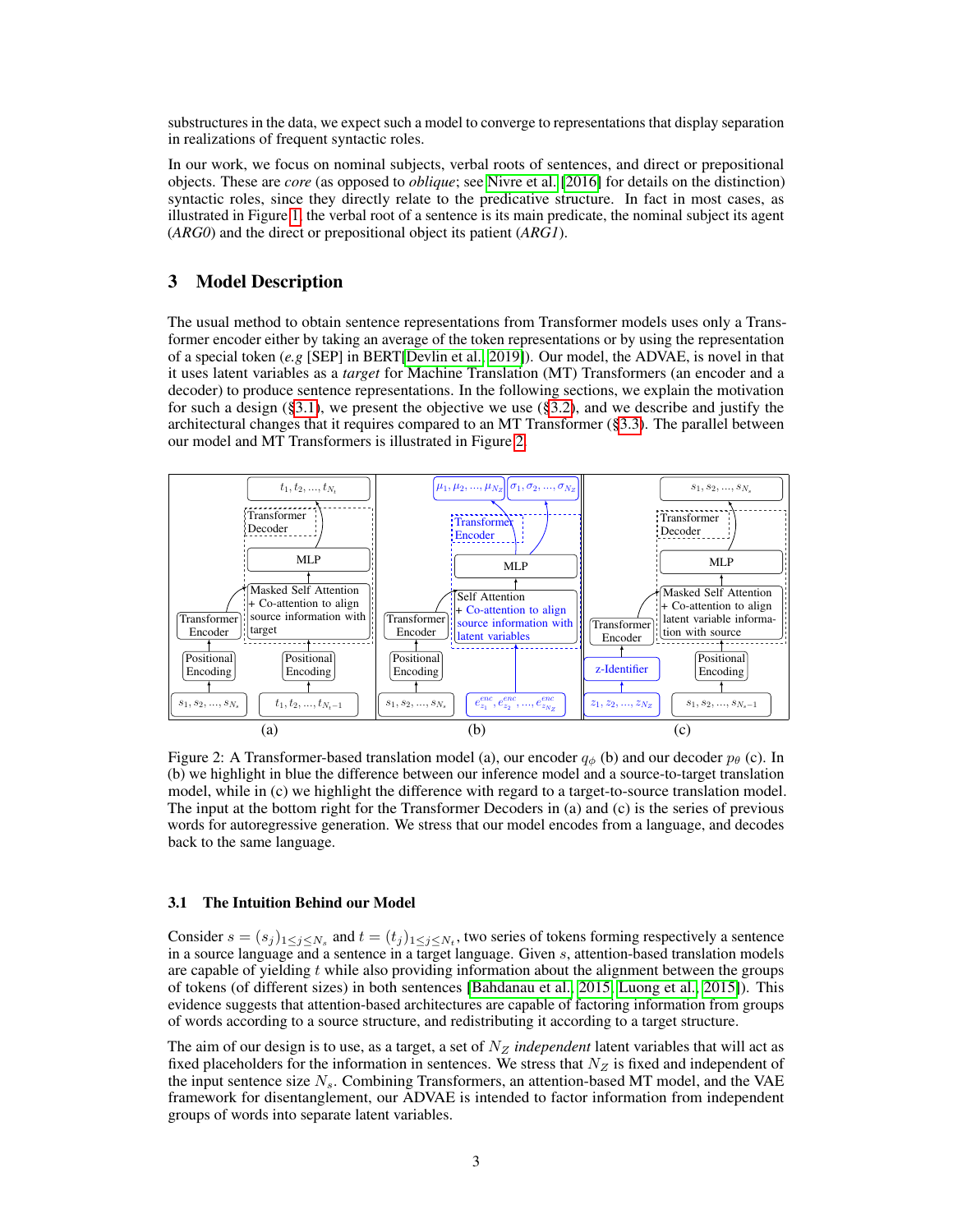substructures in the data, we expect such a model to converge to representations that display separation in realizations of frequent syntactic roles.

In our work, we focus on nominal subjects, verbal roots of sentences, and direct or prepositional objects. These are *core* (as opposed to *oblique*; see Nivre et al. [2016] for details on the distinction) syntactic roles, since they directly relate to the predicative structure. In fact in most cases, as illustrated in Figure 1, the verbal root of a sentence is its main predicate, the nominal subject its agent (*ARG0*) and the direct or prepositional object its patient (*ARG1*).

## 3 Model Description

The usual method to obtain sentence representations from Transformer models uses only a Transformer encoder either by taking an average of the token representations or by using the representation of a special token (*e.g* [SEP] in BERT[Devlin et al., 2019]). Our model, the ADVAE, is novel in that it uses latent variables as a *target* for Machine Translation (MT) Transformers (an encoder and a decoder) to produce sentence representations. In the following sections, we explain the motivation for such a design (§3.1), we present the objective we use (§3.2), and we describe and justify the architectural changes that it requires compared to an MT Transformer (§3.3). The parallel between our model and MT Transformers is illustrated in Figure 2.

Figure 2: A Transformer-based translation model (a), our encoder $q_\phi$ (b) and our decoder $p_\theta$ (c). In (b) we highlight in blue the difference between our inference model and a source-to-target translation model, while in (c) we highlight the difference with regard to a target-to-source translation model. The input at the bottom right for the Transformer Decoders in (a) and (c) is the series of previous words for autoregressive generation. We stress that our model encodes from a language, and decodes back to the same language.

### 3.1 The Intuition Behind our Model

Consider $s = (s_j)_{1 \le j \le N_s}$ and $t = (t_j)_{1 \le j \le N_t}$, two series of tokens forming respectively a sentence in a source language and a sentence in a target language. Given $s$, attention-based translation models are capable of yielding $t$ while also providing information about the alignment between the groups of tokens (of different sizes) in both sentences [Bahdanau et al., 2015, Luong et al., 2015]. This evidence suggests that attention-based architectures are capable of factoring information from groups of words according to a source structure, and redistributing it according to a target structure.

The aim of our design is to use, as a target, a set of $N_Z$ *independent* latent variables that will act as fixed placeholders for the information in sentences. We stress that $N_Z$ is fixed and independent of the input sentence size $N_s$. Combining Transformers, an attention-based MT model, and the VAE framework for disentanglement, our ADVAE is intended to factor information from independent groups of words into separate latent variables.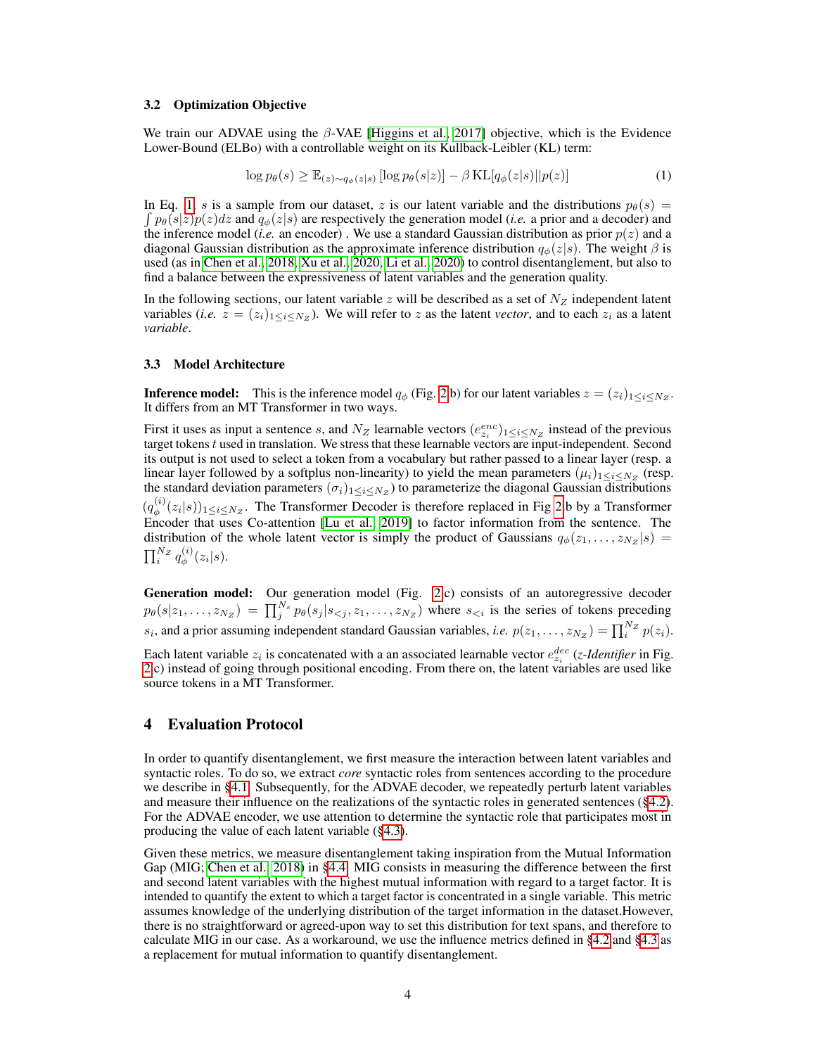### 3.2 Optimization Objective

We train our ADVAE using the $\beta$-VAE [Higgins et al., 2017] objective, which is the Evidence Lower-Bound (ELBo) with a controllable weight on its Kullback-Leibler (KL) term:

$$\log p_\theta(s) \geq \mathbb{E}_{(z)\sim q_\phi(z|s)}\left[\log p_\theta(s|z)\right] - \beta\, \mathrm{KL}[q_\phi(z|s)||p(z)] \tag{1}$$

In Eq. 1, $s$ is a sample from our dataset, $z$ is our latent variable and the distributions $p_\theta(s) = \int p_\theta(s|z)p(z)dz$ and $q_\phi(z|s)$ are respectively the generation model (*i.e.* a prior and a decoder) and the inference model (*i.e.* an encoder) . We use a standard Gaussian distribution as prior $p(z)$ and a diagonal Gaussian distribution as the approximate inference distribution $q_\phi(z|s)$. The weight $\beta$ is used (as in Chen et al., 2018, Xu et al., 2020, Li et al., 2020) to control disentanglement, but also to find a balance between the expressiveness of latent variables and the generation quality.

In the following sections, our latent variable $z$ will be described as a set of $N_Z$ independent latent variables (*i.e.* $z = (z_i)_{1\leq i\leq N_Z}$). We will refer to $z$ as the latent *vector*, and to each $z_i$ as a latent *variable*.

### 3.3 Model Architecture

**Inference model:** This is the inference model $q_\phi$ (Fig. 2b) for our latent variables $z = (z_i)_{1\leq i\leq N_Z}$. It differs from an MT Transformer in two ways.

First it uses as input a sentence $s$, and $N_Z$ learnable vectors $(e^{enc}_{z_i})_{1\leq i\leq N_Z}$ instead of the previous target tokens $t$ used in translation. We stress that these learnable vectors are input-independent. Second its output is not used to select a token from a vocabulary but rather passed to a linear layer (resp. a linear layer followed by a softplus non-linearity) to yield the mean parameters $(\mu_i)_{1\leq i\leq N_Z}$ (resp. the standard deviation parameters $(\sigma_i)_{1\leq i\leq N_Z}$) to parameterize the diagonal Gaussian distributions $(q^{(i)}_\phi(z_i|s))_{1\leq i\leq N_Z}$. The Transformer Decoder is therefore replaced in Fig 2b by a Transformer Encoder that uses Co-attention [Lu et al., 2019] to factor information from the sentence. The distribution of the whole latent vector is simply the product of Gaussians $q_\phi(z_1,\ldots,z_{N_Z}|s) = \prod_i^{N_Z} q^{(i)}_\phi(z_i|s)$.

**Generation model:** Our generation model (Fig. 2c) consists of an autoregressive decoder $p_\theta(s|z_1,\ldots,z_{N_Z}) = \prod_j^{N_s} p_\theta(s_j|s_{<j}, z_1,\ldots,z_{N_Z})$ where $s_{<i}$ is the series of tokens preceding $s_i$, and a prior assuming independent standard Gaussian variables, *i.e.* $p(z_1,\ldots,z_{N_Z}) = \prod_i^{N_Z} p(z_i)$.

Each latent variable $z_i$ is concatenated with a an associated learnable vector $e^{dec}_{z_i}$ (*z-Identifier* in Fig. 2c) instead of going through positional encoding. From there on, the latent variables are used like source tokens in a MT Transformer.

## 4 Evaluation Protocol

In order to quantify disentanglement, we first measure the interaction between latent variables and syntactic roles. To do so, we extract *core* syntactic roles from sentences according to the procedure we describe in §4.1. Subsequently, for the ADVAE decoder, we repeatedly perturb latent variables and measure their influence on the realizations of the syntactic roles in generated sentences (§4.2). For the ADVAE encoder, we use attention to determine the syntactic role that participates most in producing the value of each latent variable (§4.3).

Given these metrics, we measure disentanglement taking inspiration from the Mutual Information Gap (MIG; Chen et al., 2018) in §4.4. MIG consists in measuring the difference between the first and second latent variables with the highest mutual information with regard to a target factor. It is intended to quantify the extent to which a target factor is concentrated in a single variable. This metric assumes knowledge of the underlying distribution of the target information in the dataset.However, there is no straightforward or agreed-upon way to set this distribution for text spans, and therefore to calculate MIG in our case. As a workaround, we use the influence metrics defined in §4.2 and §4.3 as a replacement for mutual information to quantify disentanglement.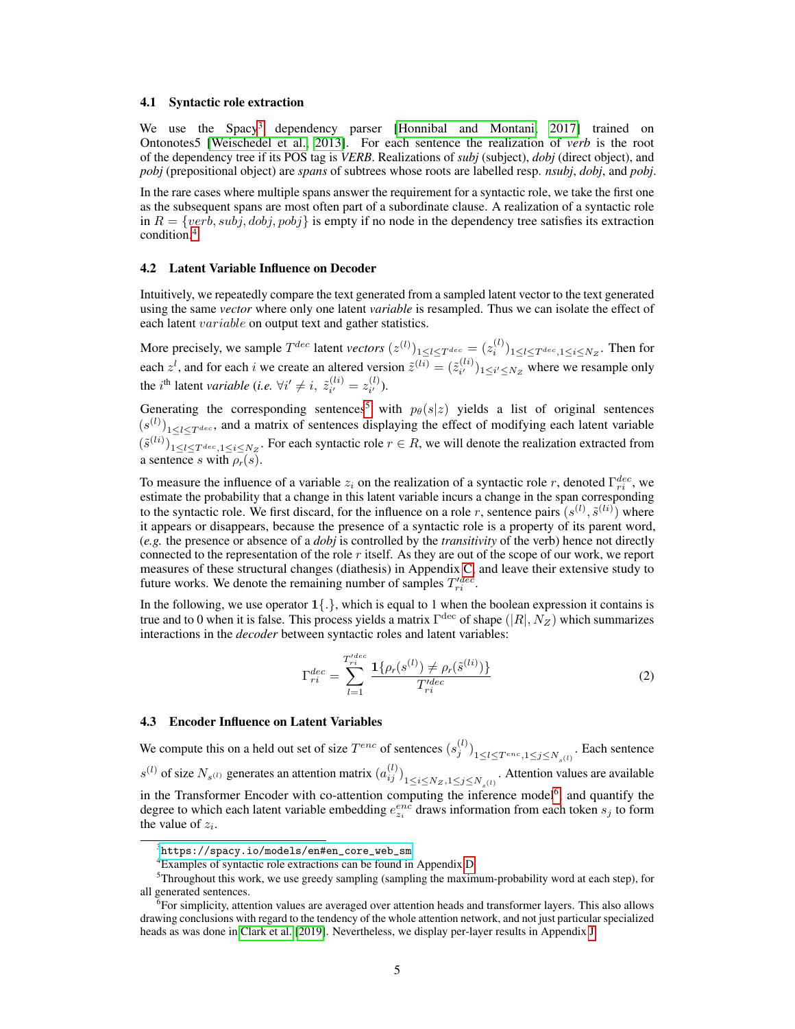### 4.1 Syntactic role extraction

We use the Spacy[3] dependency parser [Honnibal and Montani, 2017] trained on Ontonotes5 [Weischedel et al., 2013]. For each sentence the realization of *verb* is the root of the dependency tree if its POS tag is *VERB*. Realizations of *subj* (subject), *dobj* (direct object), and *pobj* (prepositional object) are *spans* of subtrees whose roots are labelled resp. *nsubj*, *dobj*, and *pobj*.

In the rare cases where multiple spans answer the requirement for a syntactic role, we take the first one as the subsequent spans are most often part of a subordinate clause. A realization of a syntactic role in $R = \{verb, subj, dobj, pobj\}$ is empty if no node in the dependency tree satisfies its extraction condition.[4]

### 4.2 Latent Variable Influence on Decoder

Intuitively, we repeatedly compare the text generated from a sampled latent vector to the text generated using the same *vector* where only one latent *variable* is resampled. Thus we can isolate the effect of each latent $variable$ on output text and gather statistics.

More precisely, we sample $T^{dec}$ latent *vectors* $(z^{(l)})_{1\leq l\leq T^{dec}} = (z_i^{(l)})_{1\leq l \leq T^{dec}, 1\leq i\leq N_Z}$. Then for each $z^l$, and for each $i$ we create an altered version $\tilde{z}^{(li)} = (\tilde{z}_{i'}^{(li)})_{1\leq i'\leq N_Z}$ where we resample only the $i^{\text{th}}$ latent *variable* (*i.e.* $\forall i' \neq i,\ \tilde{z}_{i'}^{(li)} = z_{i'}^{(l)}$).

Generating the corresponding sentences[5] with $p_\theta(s|z)$ yields a list of original sentences $(s^{(l)})_{1\leq l\leq T^{dec}}$, and a matrix of sentences displaying the effect of modifying each latent variable $(\tilde{s}^{(li)})_{1\leq l\leq T^{dec}, 1\leq i\leq N_Z}$. For each syntactic role $r \in R$, we will denote the realization extracted from a sentence $s$ with $\rho_r(s)$.

To measure the influence of a variable $z_i$ on the realization of a syntactic role $r$, denoted $\Gamma_{ri}^{dec}$, we estimate the probability that a change in this latent variable incurs a change in the span corresponding to the syntactic role. We first discard, for the influence on a role $r$, sentence pairs $(s^{(l)}, \tilde{s}^{(li)})$ where it appears or disappears, because the presence of a syntactic role is a property of its parent word, (*e.g.* the presence or absence of a *dobj* is controlled by the *transitivity* of the verb) hence not directly connected to the representation of the role $r$ itself. As they are out of the scope of our work, we report measures of these structural changes (diathesis) in Appendix C, and leave their extensive study to future works. We denote the remaining number of samples $T_{ri}^{\prime dec}$.

In the following, we use operator $\mathbf{1}\{.\}$, which is equal to 1 when the boolean expression it contains is true and to 0 when it is false. This process yields a matrix $\Gamma^{\text{dec}}$ of shape $(|R|, N_Z)$ which summarizes interactions in the *decoder* between syntactic roles and latent variables:

$$\Gamma_{ri}^{dec} = \sum_{l=1}^{T_{ri}^{\prime dec}} \frac{\mathbf{1}\{\rho_r(s^{(l)}) \neq \rho_r(\tilde{s}^{(li)})\}}{T_{ri}^{\prime dec}} \tag{2}$$

### 4.3 Encoder Influence on Latent Variables

We compute this on a held out set of size $T^{enc}$ of sentences $(s_j^{(l)})_{1\leq l\leq T^{enc}, 1\leq j\leq N_{s^{(l)}}}$. Each sentence $s^{(l)}$ of size $N_{s^{(l)}}$ generates an attention matrix $(a_{ij}^{(l)})_{1\leq i\leq N_Z, 1\leq j\leq N_{s^{(l)}}}$. Attention values are available in the Transformer Encoder with co-attention computing the inference model[6] and quantify the degree to which each latent variable embedding $e_{z_i}^{enc}$ draws information from each token $s_j$ to form the value of $z_i$.

---

[3] https://spacy.io/models/en#en_core_web_sm

[4] Examples of syntactic role extractions can be found in Appendix D

[5] Throughout this work, we use greedy sampling (sampling the maximum-probability word at each step), for all generated sentences.

[6] For simplicity, attention values are averaged over attention heads and transformer layers. This also allows drawing conclusions with regard to the tendency of the whole attention network, and not just particular specialized heads as was done in Clark et al. [2019]. Nevertheless, we display per-layer results in Appendix J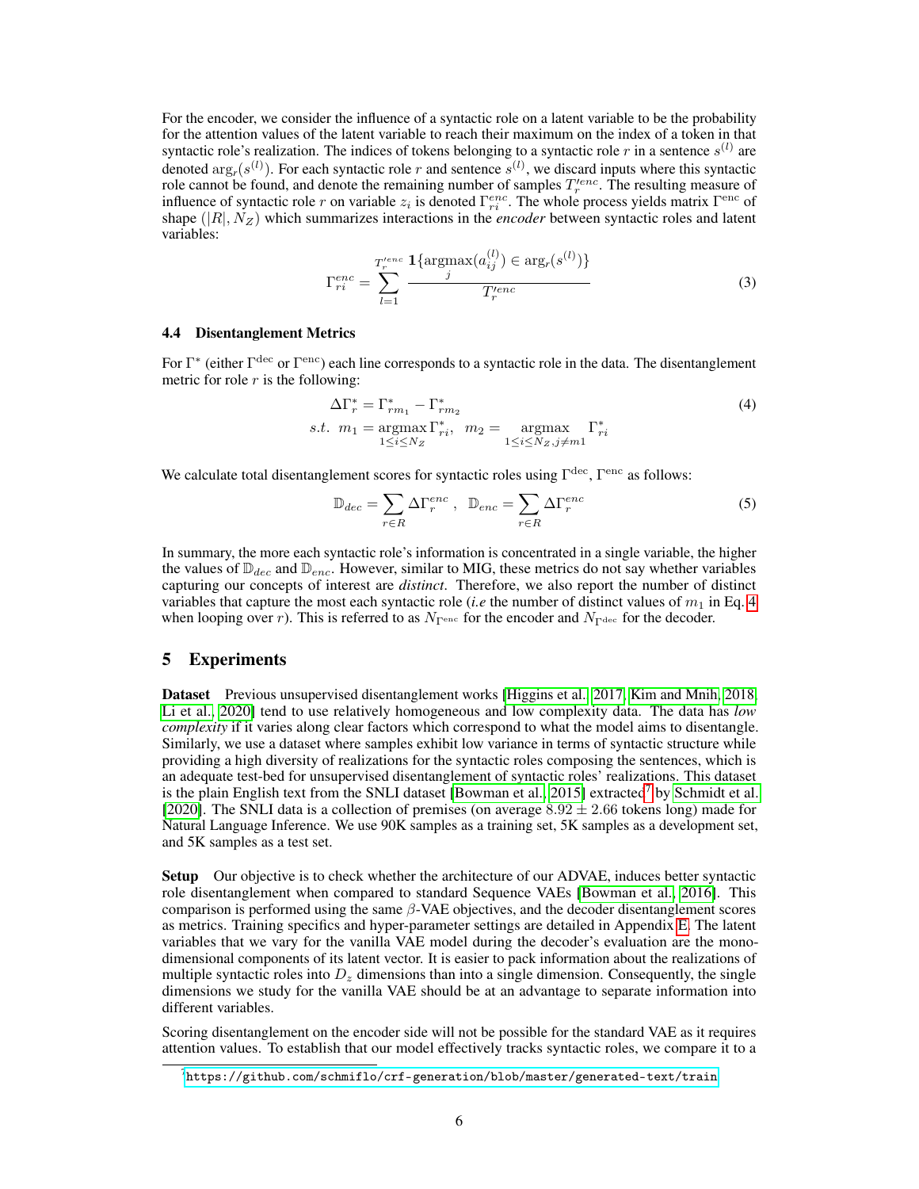For the encoder, we consider the influence of a syntactic role on a latent variable to be the probability for the attention values of the latent variable to reach their maximum on the index of a token in that syntactic role's realization. The indices of tokens belonging to a syntactic role $r$ in a sentence $s^{(l)}$ are denoted $\arg_r(s^{(l)})$. For each syntactic role $r$ and sentence $s^{(l)}$, we discard inputs where this syntactic role cannot be found, and denote the remaining number of samples $T_r'^{enc}$. The resulting measure of influence of syntactic role $r$ on variable $z_i$ is denoted $\Gamma_{ri}^{enc}$. The whole process yields matrix $\Gamma^{\text{enc}}$ of shape $(|R|, N_Z)$ which summarizes interactions in the *encoder* between syntactic roles and latent variables:

$$\Gamma_{ri}^{enc} = \sum_{l=1}^{T_r'^{enc}} \frac{\mathbf{1}\{\underset{j}{\text{argmax}}(a_{ij}^{(l)}) \in \arg_r(s^{(l)})\}}{T_r'^{enc}} \tag{3}$$

### 4.4 Disentanglement Metrics

For $\Gamma^*$ (either $\Gamma^{\text{dec}}$ or $\Gamma^{\text{enc}}$) each line corresponds to a syntactic role in the data. The disentanglement metric for role $r$ is the following:

$$\Delta\Gamma_r^* = \Gamma_{rm_1}^* - \Gamma_{rm_2}^* \tag{4}$$
$$s.t.\;\; m_1 = \underset{1 \leq i \leq N_Z}{\text{argmax}}\, \Gamma_{ri}^*, \;\; m_2 = \underset{1 \leq i \leq N_Z, j \neq m1}{\text{argmax}}\, \Gamma_{ri}^*$$

We calculate total disentanglement scores for syntactic roles using $\Gamma^{\text{dec}}$, $\Gamma^{\text{enc}}$ as follows:

$$\mathbb{D}_{dec} = \sum_{r \in R} \Delta\Gamma_r^{enc}\,, \;\; \mathbb{D}_{enc} = \sum_{r \in R} \Delta\Gamma_r^{enc} \tag{5}$$

In summary, the more each syntactic role's information is concentrated in a single variable, the higher the values of $\mathbb{D}_{dec}$ and $\mathbb{D}_{enc}$. However, similar to MIG, these metrics do not say whether variables capturing our concepts of interest are *distinct*. Therefore, we also report the number of distinct variables that capture the most each syntactic role (*i.e* the number of distinct values of $m_1$ in Eq. 4 when looping over $r$). This is referred to as $N_{\Gamma^{\text{enc}}}$ for the encoder and $N_{\Gamma^{\text{dec}}}$ for the decoder.

## 5 Experiments

**Dataset** Previous unsupervised disentanglement works [Higgins et al., 2017, Kim and Mnih, 2018, Li et al., 2020] tend to use relatively homogeneous and low complexity data. The data has *low complexity* if it varies along clear factors which correspond to what the model aims to disentangle. Similarly, we use a dataset where samples exhibit low variance in terms of syntactic structure while providing a high diversity of realizations for the syntactic roles composing the sentences, which is an adequate test-bed for unsupervised disentanglement of syntactic roles' realizations. This dataset is the plain English text from the SNLI dataset [Bowman et al., 2015] extracted[7] by Schmidt et al. [2020]. The SNLI data is a collection of premises (on average $8.92 \pm 2.66$ tokens long) made for Natural Language Inference. We use 90K samples as a training set, 5K samples as a development set, and 5K samples as a test set.

**Setup** Our objective is to check whether the architecture of our ADVAE, induces better syntactic role disentanglement when compared to standard Sequence VAEs [Bowman et al., 2016]. This comparison is performed using the same $\beta$-VAE objectives, and the decoder disentanglement scores as metrics. Training specifics and hyper-parameter settings are detailed in Appendix E. The latent variables that we vary for the vanilla VAE model during the decoder's evaluation are the mono-dimensional components of its latent vector. It is easier to pack information about the realizations of multiple syntactic roles into $D_z$ dimensions than into a single dimension. Consequently, the single dimensions we study for the vanilla VAE should be at an advantage to separate information into different variables.

Scoring disentanglement on the encoder side will not be possible for the standard VAE as it requires attention values. To establish that our model effectively tracks syntactic roles, we compare it to a

[7] https://github.com/schmiflo/crf-generation/blob/master/generated-text/train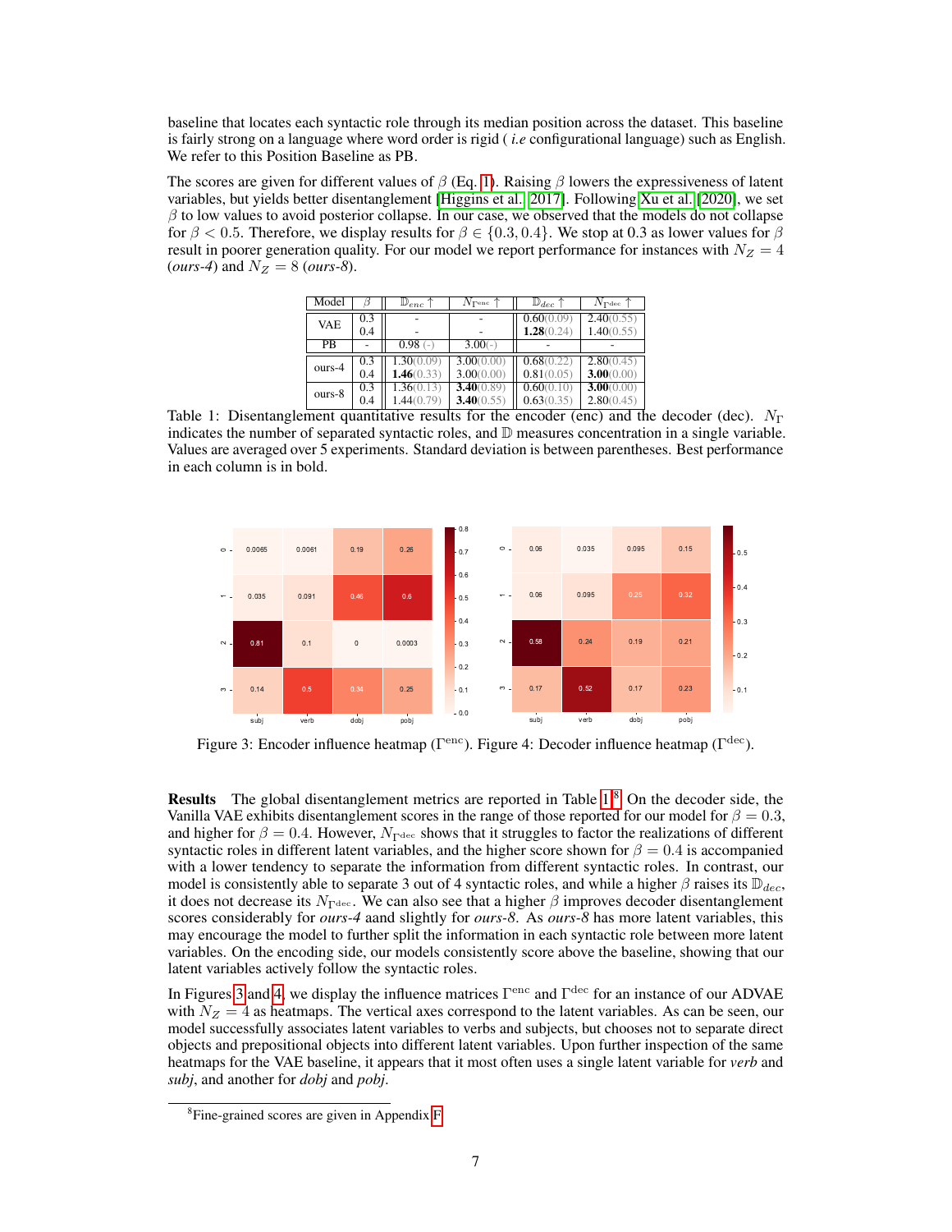baseline that locates each syntactic role through its median position across the dataset. This baseline is fairly strong on a language where word order is rigid ( *i.e* configurational language) such as English. We refer to this Position Baseline as PB.

The scores are given for different values of $\beta$ (Eq. 1). Raising $\beta$ lowers the expressiveness of latent variables, but yields better disentanglement [Higgins et al., 2017]. Following Xu et al. [2020], we set $\beta$ to low values to avoid posterior collapse. In our case, we observed that the models do not collapse for $\beta < 0.5$. Therefore, we display results for $\beta \in \{0.3, 0.4\}$. We stop at 0.3 as lower values for $\beta$ result in poorer generation quality. For our model we report performance for instances with $N_Z = 4$ (*ours-4*) and $N_Z = 8$ (*ours-8*).

| Model | $\beta$ | $\mathbb{D}_{enc}$ ↑ | $N_{\Gamma^{enc}}$ ↑ | $\mathbb{D}_{dec}$ ↑ | $N_{\Gamma^{dec}}$ ↑ |
|---|---|---|---|---|---|
| VAE | 0.3 | - | - | 0.60(0.09) | 2.40(0.55) |
| | 0.4 | - | - | **1.28**(0.24) | 1.40(0.55) |
| PB | - | 0.98 (-) | 3.00(-) | - | - |
| ours-4 | 0.3 | 1.30(0.09) | 3.00(0.00) | 0.68(0.22) | 2.80(0.45) |
| | 0.4 | **1.46**(0.33) | 3.00(0.00) | 0.81(0.05) | **3.00**(0.00) |
| ours-8 | 0.3 | 1.36(0.13) | **3.40**(0.89) | 0.60(0.10) | **3.00**(0.00) |
| | 0.4 | 1.44(0.79) | **3.40**(0.55) | 0.63(0.35) | 2.80(0.45) |

Table 1: Disentanglement quantitative results for the encoder (enc) and the decoder (dec). $N_\Gamma$ indicates the number of separated syntactic roles, and $\mathbb{D}$ measures concentration in a single variable. Values are averaged over 5 experiments. Standard deviation is between parentheses. Best performance in each column is in bold.

Figure 3: Encoder influence heatmap ($\Gamma^{\text{enc}}$). Figure 4: Decoder influence heatmap ($\Gamma^{\text{dec}}$).

**Results** The global disentanglement metrics are reported in Table 1.[8] On the decoder side, the Vanilla VAE exhibits disentanglement scores in the range of those reported for our model for $\beta = 0.3$, and higher for $\beta = 0.4$. However, $N_{\Gamma^{\text{dec}}}$ shows that it struggles to factor the realizations of different syntactic roles in different latent variables, and the higher score shown for $\beta = 0.4$ is accompanied with a lower tendency to separate the information from different syntactic roles. In contrast, our model is consistently able to separate 3 out of 4 syntactic roles, and while a higher $\beta$ raises its $\mathbb{D}_{dec}$, it does not decrease its $N_{\Gamma^{\text{dec}}}$. We can also see that a higher $\beta$ improves decoder disentanglement scores considerably for *ours-4* aand slightly for *ours-8*. As *ours-8* has more latent variables, this may encourage the model to further split the information in each syntactic role between more latent variables. On the encoding side, our models consistently score above the baseline, showing that our latent variables actively follow the syntactic roles.

In Figures 3 and 4, we display the influence matrices $\Gamma^{\text{enc}}$ and $\Gamma^{\text{dec}}$ for an instance of our ADVAE with $N_Z = 4$ as heatmaps. The vertical axes correspond to the latent variables. As can be seen, our model successfully associates latent variables to verbs and subjects, but chooses not to separate direct objects and prepositional objects into different latent variables. Upon further inspection of the same heatmaps for the VAE baseline, it appears that it most often uses a single latent variable for *verb* and *subj*, and another for *dobj* and *pobj*.

[8] Fine-grained scores are given in Appendix F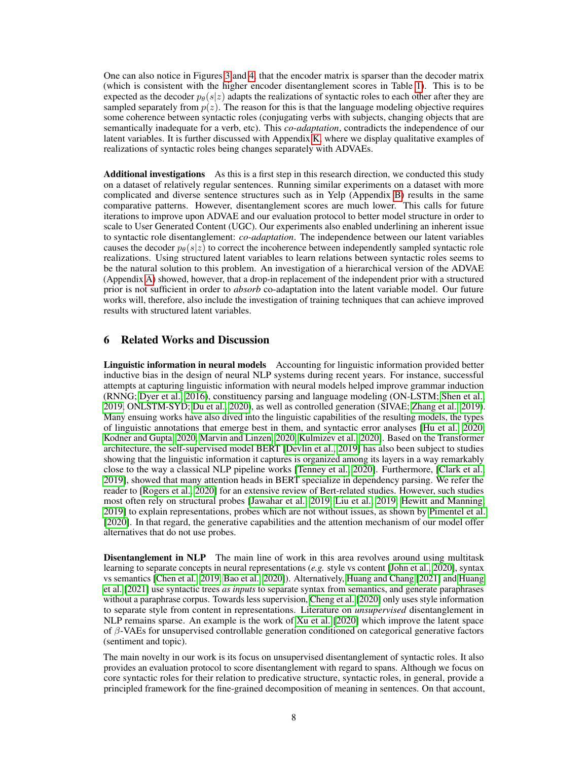One can also notice in Figures 3 and 4, that the encoder matrix is sparser than the decoder matrix (which is consistent with the higher encoder disentanglement scores in Table 1). This is to be expected as the decoder $p_\theta(s|z)$ adapts the realizations of syntactic roles to each other after they are sampled separately from $p(z)$. The reason for this is that the language modeling objective requires some coherence between syntactic roles (conjugating verbs with subjects, changing objects that are semantically inadequate for a verb, etc). This *co-adaptation*, contradicts the independence of our latent variables. It is further discussed with Appendix K, where we display qualitative examples of realizations of syntactic roles being changes separately with ADVAEs.

**Additional investigations** As this is a first step in this research direction, we conducted this study on a dataset of relatively regular sentences. Running similar experiments on a dataset with more complicated and diverse sentence structures such as in Yelp (Appendix B) results in the same comparative patterns. However, disentanglement scores are much lower. This calls for future iterations to improve upon ADVAE and our evaluation protocol to better model structure in order to scale to User Generated Content (UGC). Our experiments also enabled underlining an inherent issue to syntactic role disentanglement: *co-adaptation*. The independence between our latent variables causes the decoder $p_\theta(s|z)$ to correct the incoherence between independently sampled syntactic role realizations. Using structured latent variables to learn relations between syntactic roles seems to be the natural solution to this problem. An investigation of a hierarchical version of the ADVAE (Appendix A) showed, however, that a drop-in replacement of the independent prior with a structured prior is not sufficient in order to *absorb* co-adaptation into the latent variable model. Our future works will, therefore, also include the investigation of training techniques that can achieve improved results with structured latent variables.

## 6 Related Works and Discussion

**Linguistic information in neural models** Accounting for linguistic information provided better inductive bias in the design of neural NLP systems during recent years. For instance, successful attempts at capturing linguistic information with neural models helped improve grammar induction (RNNG; Dyer et al., 2016), constituency parsing and language modeling (ON-LSTM; Shen et al., 2019, ONLSTM-SYD; Du et al., 2020), as well as controlled generation (SIVAE; Zhang et al., 2019). Many ensuing works have also dived into the linguistic capabilities of the resulting models, the types of linguistic annotations that emerge best in them, and syntactic error analyses [Hu et al., 2020, Kodner and Gupta, 2020, Marvin and Linzen, 2020, Kulmizev et al., 2020]. Based on the Transformer architecture, the self-supervised model BERT [Devlin et al., 2019] has also been subject to studies showing that the linguistic information it captures is organized among its layers in a way remarkably close to the way a classical NLP pipeline works [Tenney et al., 2020]. Furthermore, [Clark et al., 2019], showed that many attention heads in BERT specialize in dependency parsing. We refer the reader to [Rogers et al., 2020] for an extensive review of Bert-related studies. However, such studies most often rely on structural probes [Jawahar et al., 2019, Liu et al., 2019, Hewitt and Manning, 2019] to explain representations, probes which are not without issues, as shown by Pimentel et al. [2020]. In that regard, the generative capabilities and the attention mechanism of our model offer alternatives that do not use probes.

**Disentanglement in NLP** The main line of work in this area revolves around using multitask learning to separate concepts in neural representations (*e.g.* style vs content [John et al., 2020], syntax vs semantics [Chen et al., 2019, Bao et al., 2020]). Alternatively, Huang and Chang [2021] and Huang et al. [2021] use syntactic trees *as inputs* to separate syntax from semantics, and generate paraphrases without a paraphrase corpus. Towards less supervision, Cheng et al. [2020] only uses style information to separate style from content in representations. Literature on *unsupervised* disentanglement in NLP remains sparse. An example is the work of Xu et al. [2020] which improve the latent space of $\beta$-VAEs for unsupervised controllable generation conditioned on categorical generative factors (sentiment and topic).

The main novelty in our work is its focus on unsupervised disentanglement of syntactic roles. It also provides an evaluation protocol to score disentanglement with regard to spans. Although we focus on core syntactic roles for their relation to predicative structure, syntactic roles, in general, provide a principled framework for the fine-grained decomposition of meaning in sentences. On that account,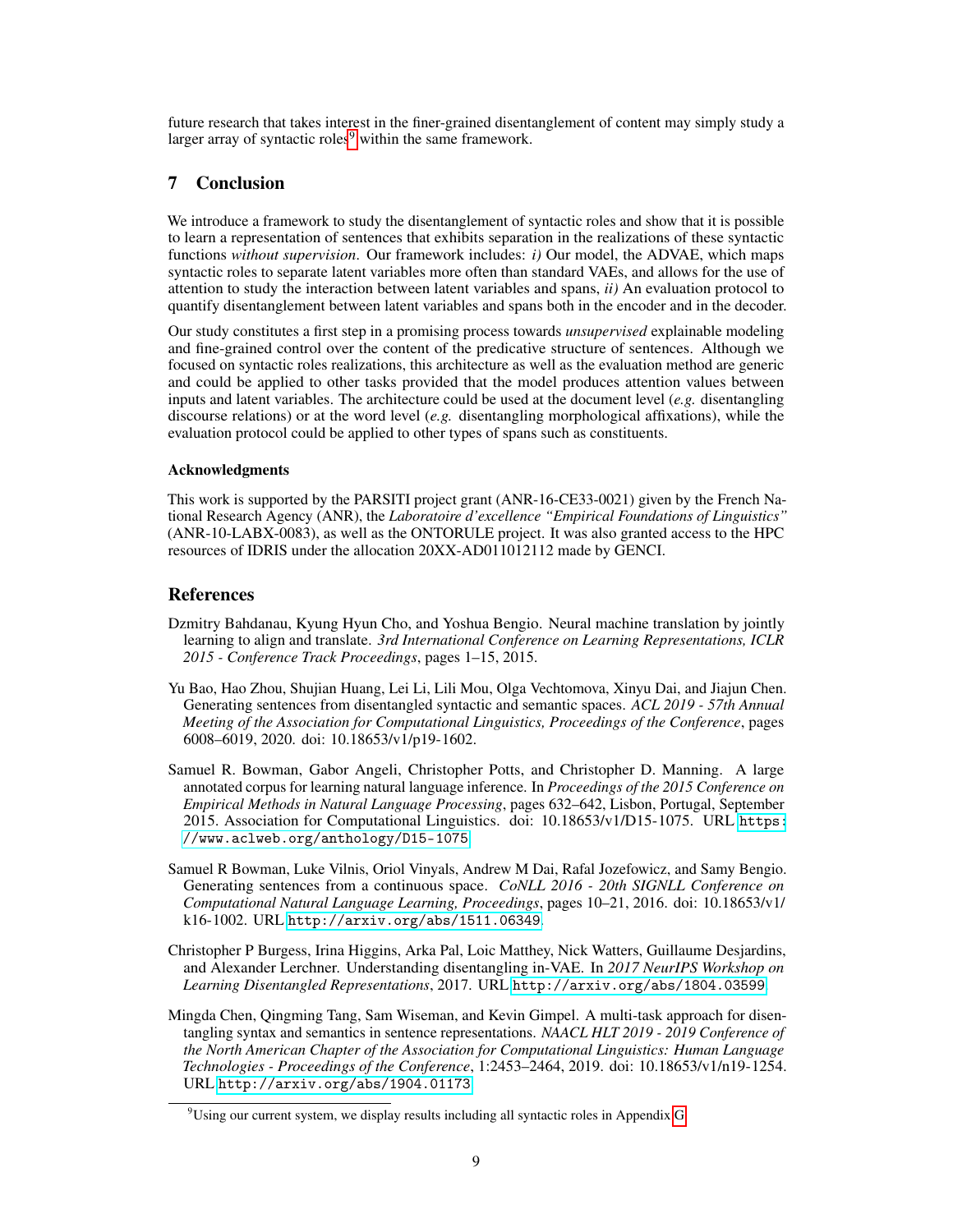future research that takes interest in the finer-grained disentanglement of content may simply study a larger array of syntactic roles[9] within the same framework.

## 7 Conclusion

We introduce a framework to study the disentanglement of syntactic roles and show that it is possible to learn a representation of sentences that exhibits separation in the realizations of these syntactic functions *without supervision*. Our framework includes: *i)* Our model, the ADVAE, which maps syntactic roles to separate latent variables more often than standard VAEs, and allows for the use of attention to study the interaction between latent variables and spans, *ii)* An evaluation protocol to quantify disentanglement between latent variables and spans both in the encoder and in the decoder.

Our study constitutes a first step in a promising process towards *unsupervised* explainable modeling and fine-grained control over the content of the predicative structure of sentences. Although we focused on syntactic roles realizations, this architecture as well as the evaluation method are generic and could be applied to other tasks provided that the model produces attention values between inputs and latent variables. The architecture could be used at the document level (*e.g.* disentangling discourse relations) or at the word level (*e.g.* disentangling morphological affixations), while the evaluation protocol could be applied to other types of spans such as constituents.

### Acknowledgments

This work is supported by the PARSITI project grant (ANR-16-CE33-0021) given by the French National Research Agency (ANR), the *Laboratoire d'excellence "Empirical Foundations of Linguistics"* (ANR-10-LABX-0083), as well as the ONTORULE project. It was also granted access to the HPC resources of IDRIS under the allocation 20XX-AD011012112 made by GENCI.

## References

Dzmitry Bahdanau, Kyung Hyun Cho, and Yoshua Bengio. Neural machine translation by jointly learning to align and translate. *3rd International Conference on Learning Representations, ICLR 2015 - Conference Track Proceedings*, pages 1–15, 2015.

Yu Bao, Hao Zhou, Shujian Huang, Lei Li, Lili Mou, Olga Vechtomova, Xinyu Dai, and Jiajun Chen. Generating sentences from disentangled syntactic and semantic spaces. *ACL 2019 - 57th Annual Meeting of the Association for Computational Linguistics, Proceedings of the Conference*, pages 6008–6019, 2020. doi: 10.18653/v1/p19-1602.

Samuel R. Bowman, Gabor Angeli, Christopher Potts, and Christopher D. Manning. A large annotated corpus for learning natural language inference. In *Proceedings of the 2015 Conference on Empirical Methods in Natural Language Processing*, pages 632–642, Lisbon, Portugal, September 2015. Association for Computational Linguistics. doi: 10.18653/v1/D15-1075. URL https://www.aclweb.org/anthology/D15-1075.

Samuel R Bowman, Luke Vilnis, Oriol Vinyals, Andrew M Dai, Rafal Jozefowicz, and Samy Bengio. Generating sentences from a continuous space. *CoNLL 2016 - 20th SIGNLL Conference on Computational Natural Language Learning, Proceedings*, pages 10–21, 2016. doi: 10.18653/v1/k16-1002. URL http://arxiv.org/abs/1511.06349.

Christopher P Burgess, Irina Higgins, Arka Pal, Loic Matthey, Nick Watters, Guillaume Desjardins, and Alexander Lerchner. Understanding disentangling in-VAE. In *2017 NeurIPS Workshop on Learning Disentangled Representations*, 2017. URL http://arxiv.org/abs/1804.03599.

Mingda Chen, Qingming Tang, Sam Wiseman, and Kevin Gimpel. A multi-task approach for disentangling syntax and semantics in sentence representations. *NAACL HLT 2019 - 2019 Conference of the North American Chapter of the Association for Computational Linguistics: Human Language Technologies - Proceedings of the Conference*, 1:2453–2464, 2019. doi: 10.18653/v1/n19-1254. URL http://arxiv.org/abs/1904.01173.

[9] Using our current system, we display results including all syntactic roles in Appendix G.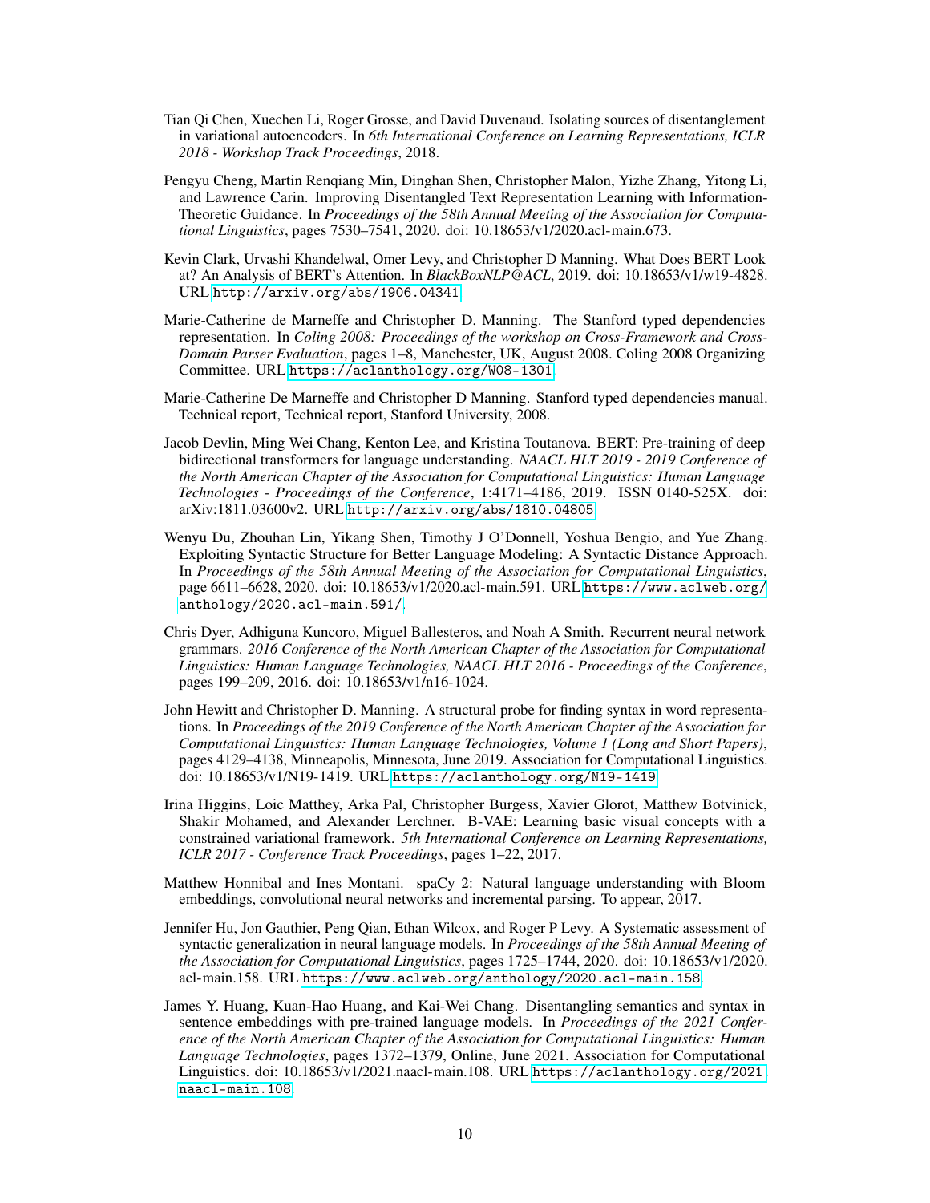Tian Qi Chen, Xuechen Li, Roger Grosse, and David Duvenaud. Isolating sources of disentanglement in variational autoencoders. In *6th International Conference on Learning Representations, ICLR 2018 - Workshop Track Proceedings*, 2018.

Pengyu Cheng, Martin Renqiang Min, Dinghan Shen, Christopher Malon, Yizhe Zhang, Yitong Li, and Lawrence Carin. Improving Disentangled Text Representation Learning with Information-Theoretic Guidance. In *Proceedings of the 58th Annual Meeting of the Association for Computational Linguistics*, pages 7530–7541, 2020. doi: 10.18653/v1/2020.acl-main.673.

Kevin Clark, Urvashi Khandelwal, Omer Levy, and Christopher D Manning. What Does BERT Look at? An Analysis of BERT's Attention. In *BlackBoxNLP@ACL*, 2019. doi: 10.18653/v1/w19-4828. URL http://arxiv.org/abs/1906.04341.

Marie-Catherine de Marneffe and Christopher D. Manning. The Stanford typed dependencies representation. In *Coling 2008: Proceedings of the workshop on Cross-Framework and Cross-Domain Parser Evaluation*, pages 1–8, Manchester, UK, August 2008. Coling 2008 Organizing Committee. URL https://aclanthology.org/W08-1301.

Marie-Catherine De Marneffe and Christopher D Manning. Stanford typed dependencies manual. Technical report, Technical report, Stanford University, 2008.

Jacob Devlin, Ming Wei Chang, Kenton Lee, and Kristina Toutanova. BERT: Pre-training of deep bidirectional transformers for language understanding. *NAACL HLT 2019 - 2019 Conference of the North American Chapter of the Association for Computational Linguistics: Human Language Technologies - Proceedings of the Conference*, 1:4171–4186, 2019. ISSN 0140-525X. doi: arXiv:1811.03600v2. URL http://arxiv.org/abs/1810.04805.

Wenyu Du, Zhouhan Lin, Yikang Shen, Timothy J O'Donnell, Yoshua Bengio, and Yue Zhang. Exploiting Syntactic Structure for Better Language Modeling: A Syntactic Distance Approach. In *Proceedings of the 58th Annual Meeting of the Association for Computational Linguistics*, page 6611–6628, 2020. doi: 10.18653/v1/2020.acl-main.591. URL https://www.aclweb.org/anthology/2020.acl-main.591/.

Chris Dyer, Adhiguna Kuncoro, Miguel Ballesteros, and Noah A Smith. Recurrent neural network grammars. *2016 Conference of the North American Chapter of the Association for Computational Linguistics: Human Language Technologies, NAACL HLT 2016 - Proceedings of the Conference*, pages 199–209, 2016. doi: 10.18653/v1/n16-1024.

John Hewitt and Christopher D. Manning. A structural probe for finding syntax in word representations. In *Proceedings of the 2019 Conference of the North American Chapter of the Association for Computational Linguistics: Human Language Technologies, Volume 1 (Long and Short Papers)*, pages 4129–4138, Minneapolis, Minnesota, June 2019. Association for Computational Linguistics. doi: 10.18653/v1/N19-1419. URL https://aclanthology.org/N19-1419.

Irina Higgins, Loic Matthey, Arka Pal, Christopher Burgess, Xavier Glorot, Matthew Botvinick, Shakir Mohamed, and Alexander Lerchner. B-VAE: Learning basic visual concepts with a constrained variational framework. *5th International Conference on Learning Representations, ICLR 2017 - Conference Track Proceedings*, pages 1–22, 2017.

Matthew Honnibal and Ines Montani. spaCy 2: Natural language understanding with Bloom embeddings, convolutional neural networks and incremental parsing. To appear, 2017.

Jennifer Hu, Jon Gauthier, Peng Qian, Ethan Wilcox, and Roger P Levy. A Systematic assessment of syntactic generalization in neural language models. In *Proceedings of the 58th Annual Meeting of the Association for Computational Linguistics*, pages 1725–1744, 2020. doi: 10.18653/v1/2020.acl-main.158. URL https://www.aclweb.org/anthology/2020.acl-main.158.

James Y. Huang, Kuan-Hao Huang, and Kai-Wei Chang. Disentangling semantics and syntax in sentence embeddings with pre-trained language models. In *Proceedings of the 2021 Conference of the North American Chapter of the Association for Computational Linguistics: Human Language Technologies*, pages 1372–1379, Online, June 2021. Association for Computational Linguistics. doi: 10.18653/v1/2021.naacl-main.108. URL https://aclanthology.org/2021.naacl-main.108.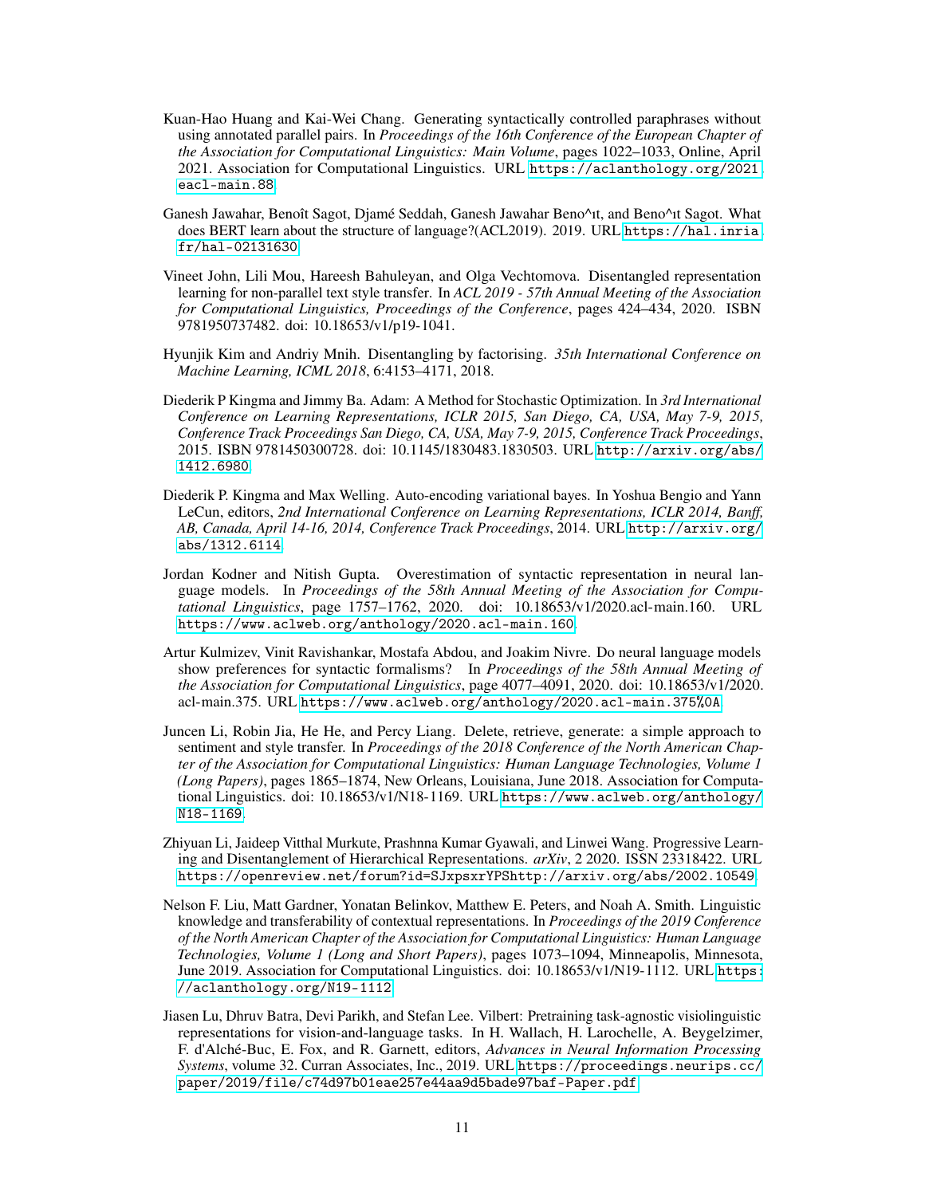Kuan-Hao Huang and Kai-Wei Chang. Generating syntactically controlled paraphrases without using annotated parallel pairs. In *Proceedings of the 16th Conference of the European Chapter of the Association for Computational Linguistics: Main Volume*, pages 1022–1033, Online, April 2021. Association for Computational Linguistics. URL https://aclanthology.org/2021.eacl-main.88.

Ganesh Jawahar, Benoît Sagot, Djamé Seddah, Ganesh Jawahar Beno^ıt, and Beno^ıt Sagot. What does BERT learn about the structure of language?(ACL2019). 2019. URL https://hal.inria.fr/hal-02131630.

Vineet John, Lili Mou, Hareesh Bahuleyan, and Olga Vechtomova. Disentangled representation learning for non-parallel text style transfer. In *ACL 2019 - 57th Annual Meeting of the Association for Computational Linguistics, Proceedings of the Conference*, pages 424–434, 2020. ISBN 9781950737482. doi: 10.18653/v1/p19-1041.

Hyunjik Kim and Andriy Mnih. Disentangling by factorising. *35th International Conference on Machine Learning, ICML 2018*, 6:4153–4171, 2018.

Diederik P Kingma and Jimmy Ba. Adam: A Method for Stochastic Optimization. In *3rd International Conference on Learning Representations, ICLR 2015, San Diego, CA, USA, May 7-9, 2015, Conference Track Proceedings San Diego, CA, USA, May 7-9, 2015, Conference Track Proceedings*, 2015. ISBN 9781450300728. doi: 10.1145/1830483.1830503. URL http://arxiv.org/abs/1412.6980.

Diederik P. Kingma and Max Welling. Auto-encoding variational bayes. In Yoshua Bengio and Yann LeCun, editors, *2nd International Conference on Learning Representations, ICLR 2014, Banff, AB, Canada, April 14-16, 2014, Conference Track Proceedings*, 2014. URL http://arxiv.org/abs/1312.6114.

Jordan Kodner and Nitish Gupta. Overestimation of syntactic representation in neural language models. In *Proceedings of the 58th Annual Meeting of the Association for Computational Linguistics*, page 1757–1762, 2020. doi: 10.18653/v1/2020.acl-main.160. URL https://www.aclweb.org/anthology/2020.acl-main.160.

Artur Kulmizev, Vinit Ravishankar, Mostafa Abdou, and Joakim Nivre. Do neural language models show preferences for syntactic formalisms? In *Proceedings of the 58th Annual Meeting of the Association for Computational Linguistics*, page 4077–4091, 2020. doi: 10.18653/v1/2020.acl-main.375. URL https://www.aclweb.org/anthology/2020.acl-main.375%0A.

Juncen Li, Robin Jia, He He, and Percy Liang. Delete, retrieve, generate: a simple approach to sentiment and style transfer. In *Proceedings of the 2018 Conference of the North American Chapter of the Association for Computational Linguistics: Human Language Technologies, Volume 1 (Long Papers)*, pages 1865–1874, New Orleans, Louisiana, June 2018. Association for Computational Linguistics. doi: 10.18653/v1/N18-1169. URL https://www.aclweb.org/anthology/N18-1169.

Zhiyuan Li, Jaideep Vitthal Murkute, Prashnna Kumar Gyawali, and Linwei Wang. Progressive Learning and Disentanglement of Hierarchical Representations. *arXiv*, 2 2020. ISSN 23318422. URL https://openreview.net/forum?id=SJxpsxrYPShttp://arxiv.org/abs/2002.10549.

Nelson F. Liu, Matt Gardner, Yonatan Belinkov, Matthew E. Peters, and Noah A. Smith. Linguistic knowledge and transferability of contextual representations. In *Proceedings of the 2019 Conference of the North American Chapter of the Association for Computational Linguistics: Human Language Technologies, Volume 1 (Long and Short Papers)*, pages 1073–1094, Minneapolis, Minnesota, June 2019. Association for Computational Linguistics. doi: 10.18653/v1/N19-1112. URL https://aclanthology.org/N19-1112.

Jiasen Lu, Dhruv Batra, Devi Parikh, and Stefan Lee. Vilbert: Pretraining task-agnostic visiolinguistic representations for vision-and-language tasks. In H. Wallach, H. Larochelle, A. Beygelzimer, F. d'Alché-Buc, E. Fox, and R. Garnett, editors, *Advances in Neural Information Processing Systems*, volume 32. Curran Associates, Inc., 2019. URL https://proceedings.neurips.cc/paper/2019/file/c74d97b01eae257e44aa9d5bade97baf-Paper.pdf.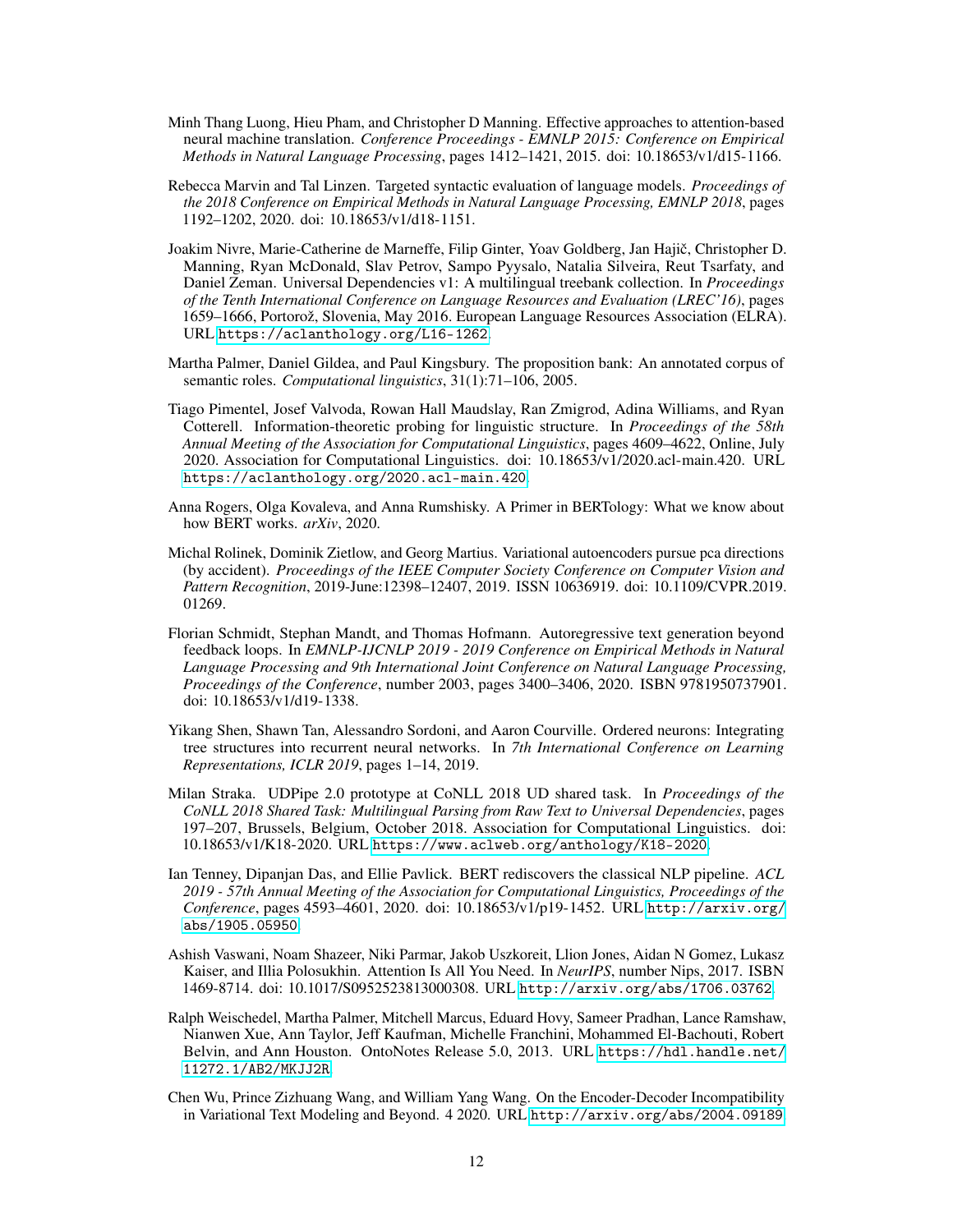Minh Thang Luong, Hieu Pham, and Christopher D Manning. Effective approaches to attention-based neural machine translation. *Conference Proceedings - EMNLP 2015: Conference on Empirical Methods in Natural Language Processing*, pages 1412–1421, 2015. doi: 10.18653/v1/d15-1166.

Rebecca Marvin and Tal Linzen. Targeted syntactic evaluation of language models. *Proceedings of the 2018 Conference on Empirical Methods in Natural Language Processing, EMNLP 2018*, pages 1192–1202, 2020. doi: 10.18653/v1/d18-1151.

Joakim Nivre, Marie-Catherine de Marneffe, Filip Ginter, Yoav Goldberg, Jan Hajič, Christopher D. Manning, Ryan McDonald, Slav Petrov, Sampo Pyysalo, Natalia Silveira, Reut Tsarfaty, and Daniel Zeman. Universal Dependencies v1: A multilingual treebank collection. In *Proceedings of the Tenth International Conference on Language Resources and Evaluation (LREC'16)*, pages 1659–1666, Portorož, Slovenia, May 2016. European Language Resources Association (ELRA). URL https://aclanthology.org/L16-1262.

Martha Palmer, Daniel Gildea, and Paul Kingsbury. The proposition bank: An annotated corpus of semantic roles. *Computational linguistics*, 31(1):71–106, 2005.

Tiago Pimentel, Josef Valvoda, Rowan Hall Maudslay, Ran Zmigrod, Adina Williams, and Ryan Cotterell. Information-theoretic probing for linguistic structure. In *Proceedings of the 58th Annual Meeting of the Association for Computational Linguistics*, pages 4609–4622, Online, July 2020. Association for Computational Linguistics. doi: 10.18653/v1/2020.acl-main.420. URL https://aclanthology.org/2020.acl-main.420.

Anna Rogers, Olga Kovaleva, and Anna Rumshisky. A Primer in BERTology: What we know about how BERT works. *arXiv*, 2020.

Michal Rolinek, Dominik Zietlow, and Georg Martius. Variational autoencoders pursue pca directions (by accident). *Proceedings of the IEEE Computer Society Conference on Computer Vision and Pattern Recognition*, 2019-June:12398–12407, 2019. ISSN 10636919. doi: 10.1109/CVPR.2019.01269.

Florian Schmidt, Stephan Mandt, and Thomas Hofmann. Autoregressive text generation beyond feedback loops. In *EMNLP-IJCNLP 2019 - 2019 Conference on Empirical Methods in Natural Language Processing and 9th International Joint Conference on Natural Language Processing, Proceedings of the Conference*, number 2003, pages 3400–3406, 2020. ISBN 9781950737901. doi: 10.18653/v1/d19-1338.

Yikang Shen, Shawn Tan, Alessandro Sordoni, and Aaron Courville. Ordered neurons: Integrating tree structures into recurrent neural networks. In *7th International Conference on Learning Representations, ICLR 2019*, pages 1–14, 2019.

Milan Straka. UDPipe 2.0 prototype at CoNLL 2018 UD shared task. In *Proceedings of the CoNLL 2018 Shared Task: Multilingual Parsing from Raw Text to Universal Dependencies*, pages 197–207, Brussels, Belgium, October 2018. Association for Computational Linguistics. doi: 10.18653/v1/K18-2020. URL https://www.aclweb.org/anthology/K18-2020.

Ian Tenney, Dipanjan Das, and Ellie Pavlick. BERT rediscovers the classical NLP pipeline. *ACL 2019 - 57th Annual Meeting of the Association for Computational Linguistics, Proceedings of the Conference*, pages 4593–4601, 2020. doi: 10.18653/v1/p19-1452. URL http://arxiv.org/abs/1905.05950.

Ashish Vaswani, Noam Shazeer, Niki Parmar, Jakob Uszkoreit, Llion Jones, Aidan N Gomez, Lukasz Kaiser, and Illia Polosukhin. Attention Is All You Need. In *NeurIPS*, number Nips, 2017. ISBN 1469-8714. doi: 10.1017/S0952523813000308. URL http://arxiv.org/abs/1706.03762.

Ralph Weischedel, Martha Palmer, Mitchell Marcus, Eduard Hovy, Sameer Pradhan, Lance Ramshaw, Nianwen Xue, Ann Taylor, Jeff Kaufman, Michelle Franchini, Mohammed El-Bachouti, Robert Belvin, and Ann Houston. OntoNotes Release 5.0, 2013. URL https://hdl.handle.net/11272.1/AB2/MKJJ2R.

Chen Wu, Prince Zizhuang Wang, and William Yang Wang. On the Encoder-Decoder Incompatibility in Variational Text Modeling and Beyond. 4 2020. URL http://arxiv.org/abs/2004.09189.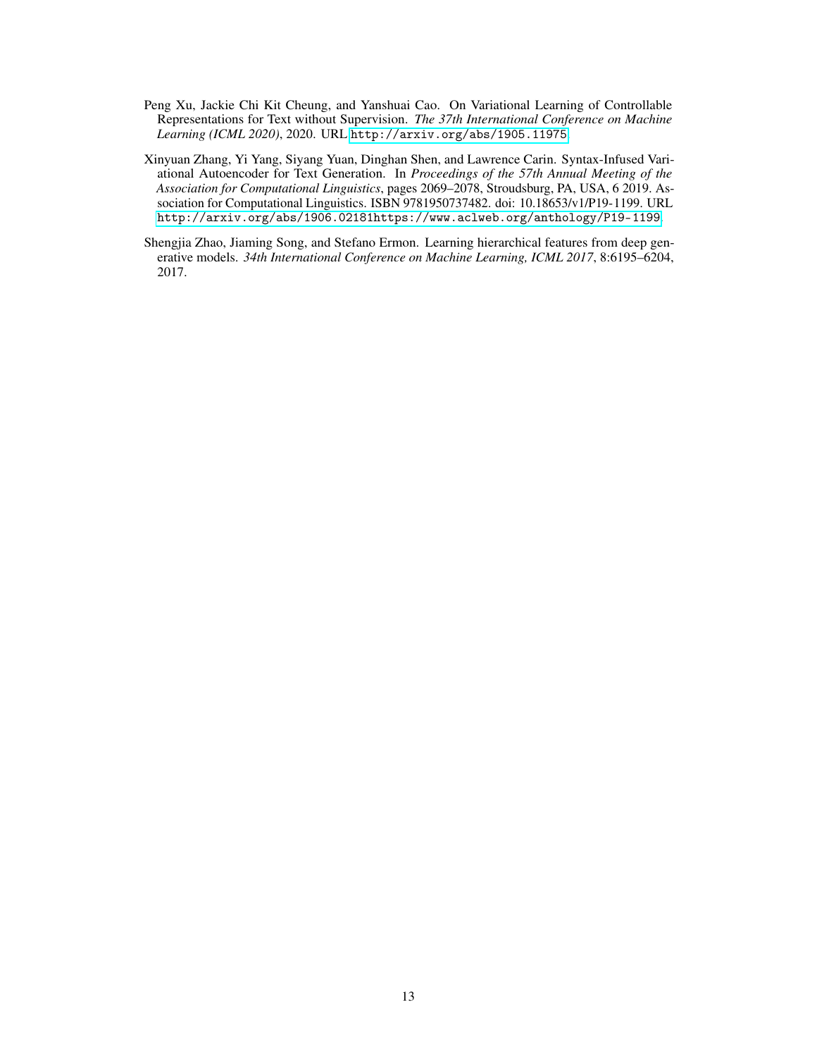Peng Xu, Jackie Chi Kit Cheung, and Yanshuai Cao. On Variational Learning of Controllable Representations for Text without Supervision. *The 37th International Conference on Machine Learning (ICML 2020)*, 2020. URL http://arxiv.org/abs/1905.11975.

Xinyuan Zhang, Yi Yang, Siyang Yuan, Dinghan Shen, and Lawrence Carin. Syntax-Infused Variational Autoencoder for Text Generation. In *Proceedings of the 57th Annual Meeting of the Association for Computational Linguistics*, pages 2069–2078, Stroudsburg, PA, USA, 6 2019. Association for Computational Linguistics. ISBN 9781950737482. doi: 10.18653/v1/P19-1199. URL http://arxiv.org/abs/1906.02181https://www.aclweb.org/anthology/P19-1199.

Shengjia Zhao, Jiaming Song, and Stefano Ermon. Learning hierarchical features from deep generative models. *34th International Conference on Machine Learning, ICML 2017*, 8:6195–6204, 2017.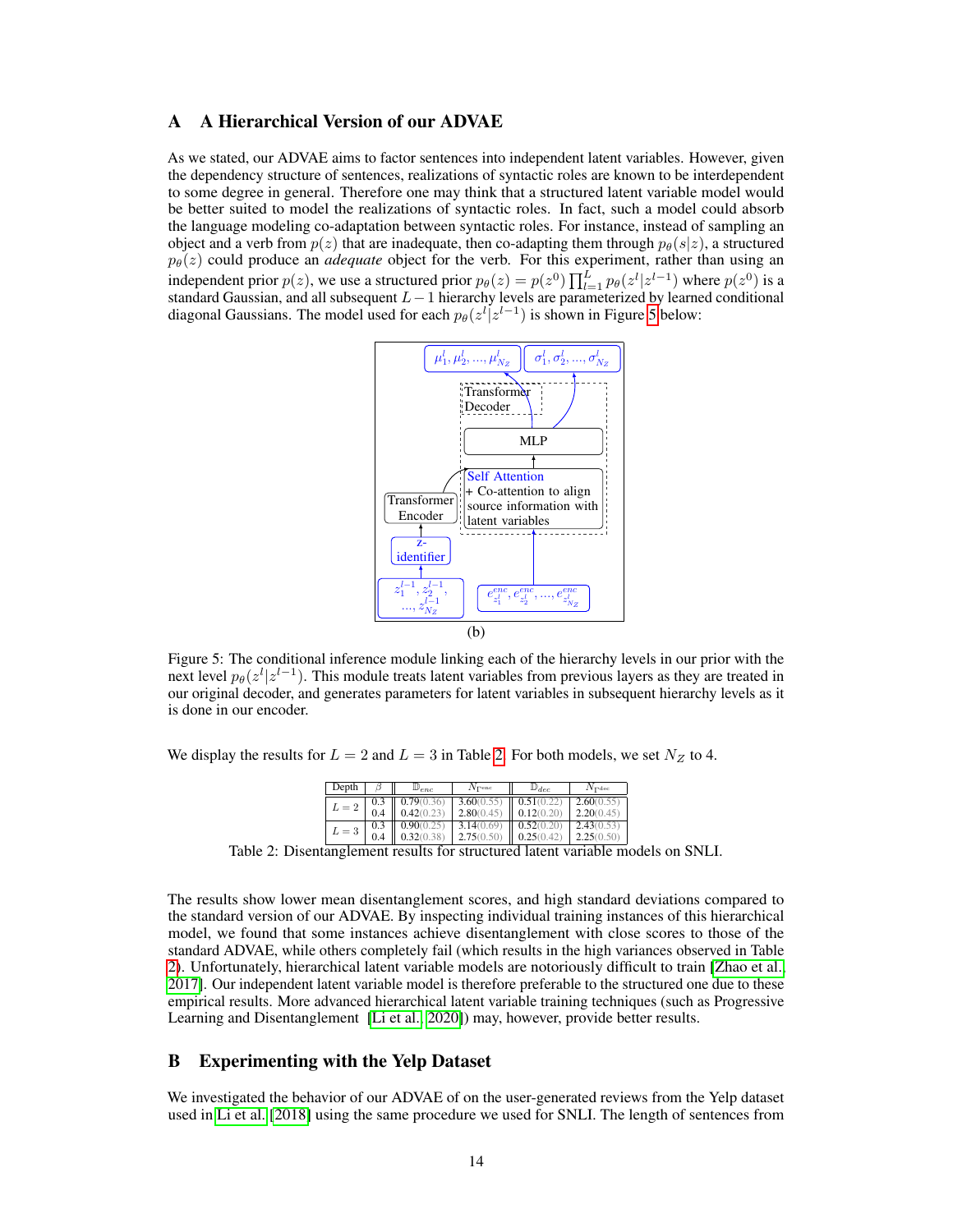## A A Hierarchical Version of our ADVAE

As we stated, our ADVAE aims to factor sentences into independent latent variables. However, given the dependency structure of sentences, realizations of syntactic roles are known to be interdependent to some degree in general. Therefore one may think that a structured latent variable model would be better suited to model the realizations of syntactic roles. In fact, such a model could absorb the language modeling co-adaptation between syntactic roles. For instance, instead of sampling an object and a verb from $p(z)$ that are inadequate, then co-adapting them through $p_\theta(s|z)$, a structured $p_\theta(z)$ could produce an *adequate* object for the verb. For this experiment, rather than using an independent prior $p(z)$, we use a structured prior $p_\theta(z) = p(z^0)\prod_{l=1}^{L} p_\theta(z^l|z^{l-1})$ where $p(z^0)$ is a standard Gaussian, and all subsequent $L-1$ hierarchy levels are parameterized by learned conditional diagonal Gaussians. The model used for each $p_\theta(z^l|z^{l-1})$ is shown in Figure 5 below:

(b)

Figure 5: The conditional inference module linking each of the hierarchy levels in our prior with the next level $p_\theta(z^l|z^{l-1})$. This module treats latent variables from previous layers as they are treated in our original decoder, and generates parameters for latent variables in subsequent hierarchy levels as it is done in our encoder.

We display the results for $L = 2$ and $L = 3$ in Table 2. For both models, we set $N_Z$ to 4.

| Depth | $\beta$ | $\mathbb{D}_{enc}$ | $N_{\Gamma^{enc}}$ | $\mathbb{D}_{dec}$ | $N_{\Gamma^{dec}}$ |
|---|---|---|---|---|---|
| $L=2$ | 0.3 | 0.79(0.36) | 3.60(0.55) | 0.51(0.22) | 2.60(0.55) |
| | 0.4 | 0.42(0.23) | 2.80(0.45) | 0.12(0.20) | 2.20(0.45) |
| $L=3$ | 0.3 | 0.90(0.25) | 3.14(0.69) | 0.52(0.20) | 2.43(0.53) |
| | 0.4 | 0.32(0.38) | 2.75(0.50) | 0.25(0.42) | 2.25(0.50) |

Table 2: Disentanglement results for structured latent variable models on SNLI.

The results show lower mean disentanglement scores, and high standard deviations compared to the standard version of our ADVAE. By inspecting individual training instances of this hierarchical model, we found that some instances achieve disentanglement with close scores to those of the standard ADVAE, while others completely fail (which results in the high variances observed in Table 2). Unfortunately, hierarchical latent variable models are notoriously difficult to train [Zhao et al., 2017]. Our independent latent variable model is therefore preferable to the structured one due to these empirical results. More advanced hierarchical latent variable training techniques (such as Progressive Learning and Disentanglement [Li et al., 2020]) may, however, provide better results.

## B Experimenting with the Yelp Dataset

We investigated the behavior of our ADVAE of on the user-generated reviews from the Yelp dataset used in Li et al. [2018] using the same procedure we used for SNLI. The length of sentences from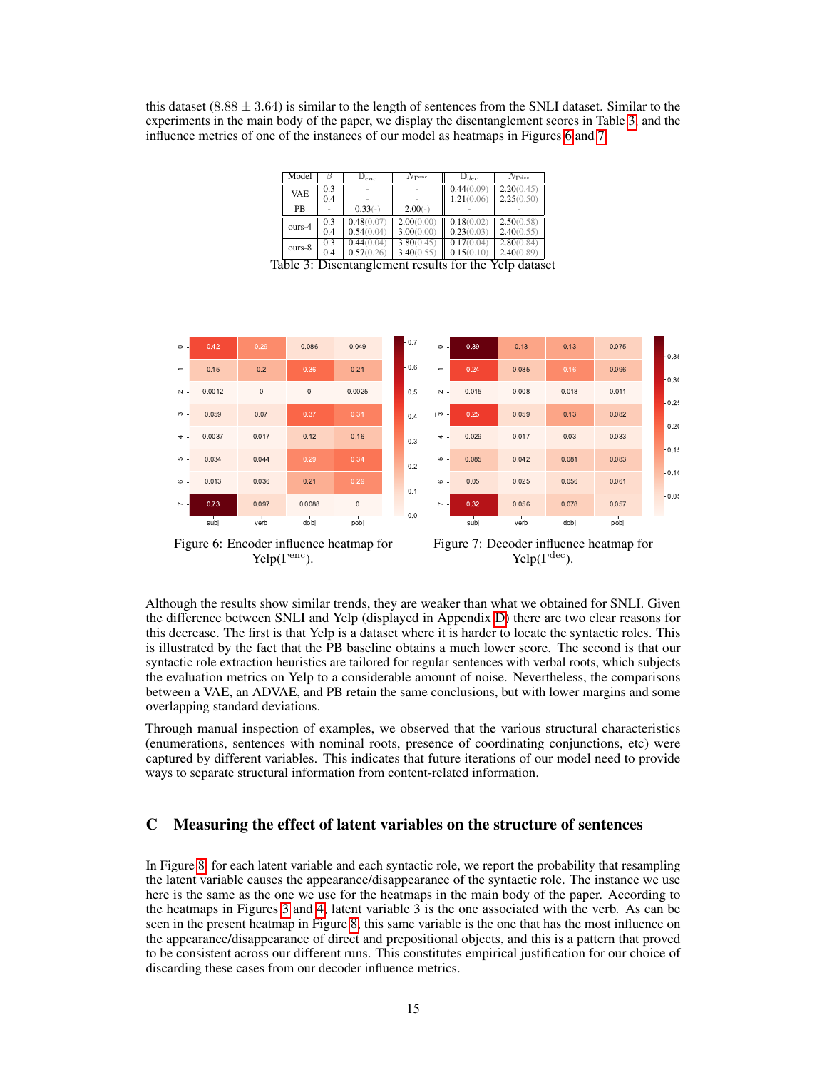this dataset ($8.88 \pm 3.64$) is similar to the length of sentences from the SNLI dataset. Similar to the experiments in the main body of the paper, we display the disentanglement scores in Table 3, and the influence metrics of one of the instances of our model as heatmaps in Figures 6 and 7.

| Model | $\beta$ | $\mathbb{D}_{enc}$ | $N_{\Gamma^{\text{enc}}}$ | $\mathbb{D}_{dec}$ | $N_{\Gamma^{\text{dec}}}$ |
|---|---|---|---|---|---|
| VAE | 0.3 | - | - | 0.44(0.09) | 2.20(0.45) |
| | 0.4 | - | - | 1.21(0.06) | 2.25(0.50) |
| PB | - | 0.33(-) | 2.00(-) | - | - |
| ours-4 | 0.3 | 0.48(0.07) | 2.00(0.00) | 0.18(0.02) | 2.50(0.58) |
| | 0.4 | 0.54(0.04) | 3.00(0.00) | 0.23(0.03) | 2.40(0.55) |
| ours-8 | 0.3 | 0.44(0.04) | 3.80(0.45) | 0.17(0.04) | 2.80(0.84) |
| | 0.4 | 0.57(0.26) | 3.40(0.55) | 0.15(0.10) | 2.40(0.89) |

Table 3: Disentanglement results for the Yelp dataset

Figure 6: Encoder influence heatmap for Yelp($\Gamma^{\text{enc}}$).

Figure 7: Decoder influence heatmap for Yelp($\Gamma^{\text{dec}}$).

Although the results show similar trends, they are weaker than what we obtained for SNLI. Given the difference between SNLI and Yelp (displayed in Appendix D) there are two clear reasons for this decrease. The first is that Yelp is a dataset where it is harder to locate the syntactic roles. This is illustrated by the fact that the PB baseline obtains a much lower score. The second is that our syntactic role extraction heuristics are tailored for regular sentences with verbal roots, which subjects the evaluation metrics on Yelp to a considerable amount of noise. Nevertheless, the comparisons between a VAE, an ADVAE, and PB retain the same conclusions, but with lower margins and some overlapping standard deviations.

Through manual inspection of examples, we observed that the various structural characteristics (enumerations, sentences with nominal roots, presence of coordinating conjunctions, etc) were captured by different variables. This indicates that future iterations of our model need to provide ways to separate structural information from content-related information.

# C Measuring the effect of latent variables on the structure of sentences

In Figure 8, for each latent variable and each syntactic role, we report the probability that resampling the latent variable causes the appearance/disappearance of the syntactic role. The instance we use here is the same as the one we use for the heatmaps in the main body of the paper. According to the heatmaps in Figures 3 and 4, latent variable 3 is the one associated with the verb. As can be seen in the present heatmap in Figure 8, this same variable is the one that has the most influence on the appearance/disappearance of direct and prepositional objects, and this is a pattern that proved to be consistent across our different runs. This constitutes empirical justification for our choice of discarding these cases from our decoder influence metrics.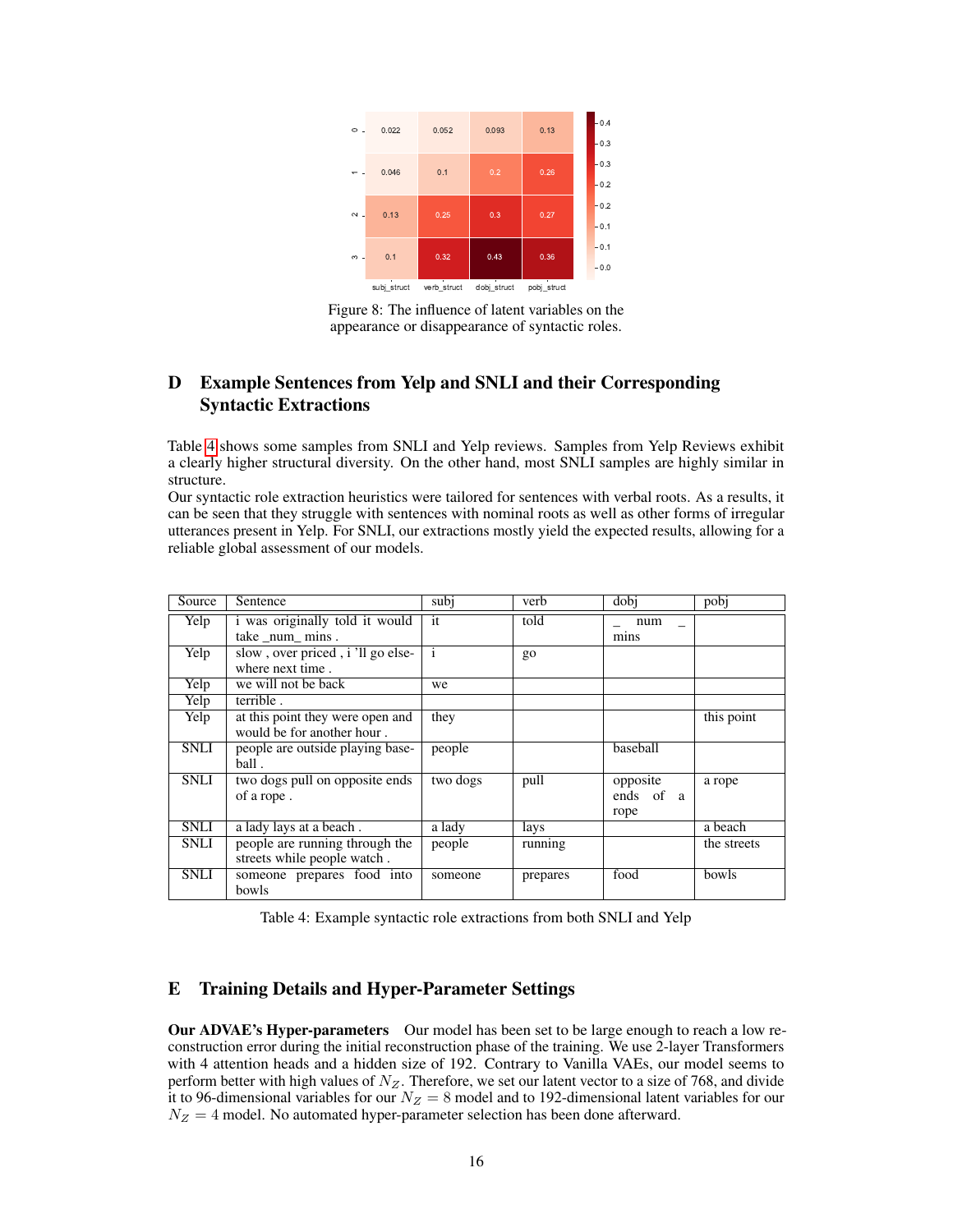| | subj_struct | verb_struct | dobj_struct | pobj_struct |
|---|---|---|---|---|
| 0 | 0.022 | 0.052 | 0.093 | 0.13 |
| 1 | 0.046 | 0.1 | 0.2 | 0.26 |
| 2 | 0.13 | 0.25 | 0.3 | 0.27 |
| 3 | 0.1 | 0.32 | 0.43 | 0.36 |

Figure 8: The influence of latent variables on the appearance or disappearance of syntactic roles.

# D Example Sentences from Yelp and SNLI and their Corresponding Syntactic Extractions

Table 4 shows some samples from SNLI and Yelp reviews. Samples from Yelp Reviews exhibit a clearly higher structural diversity. On the other hand, most SNLI samples are highly similar in structure.
Our syntactic role extraction heuristics were tailored for sentences with verbal roots. As a results, it can be seen that they struggle with sentences with nominal roots as well as other forms of irregular utterances present in Yelp. For SNLI, our extractions mostly yield the expected results, allowing for a reliable global assessment of our models.

| Source | Sentence | subj | verb | dobj | pobj |
|---|---|---|---|---|---|
| Yelp | i was originally told it would take _num_ mins . | it | told | _ num _ mins | |
| Yelp | slow , over priced , i 'll go elsewhere next time . | i | go | | |
| Yelp | we will not be back | we | | | |
| Yelp | terrible . | | | | |
| Yelp | at this point they were open and would be for another hour . | they | | | this point |
| SNLI | people are outside playing baseball . | people | | baseball | |
| SNLI | two dogs pull on opposite ends of a rope . | two dogs | pull | opposite ends of a rope | a rope |
| SNLI | a lady lays at a beach . | a lady | lays | | a beach |
| SNLI | people are running through the streets while people watch . | people | running | | the streets |
| SNLI | someone prepares food into bowls | someone | prepares | food | bowls |

Table 4: Example syntactic role extractions from both SNLI and Yelp

# E Training Details and Hyper-Parameter Settings

**Our ADVAE's Hyper-parameters** Our model has been set to be large enough to reach a low reconstruction error during the initial reconstruction phase of the training. We use 2-layer Transformers with 4 attention heads and a hidden size of 192. Contrary to Vanilla VAEs, our model seems to perform better with high values of $N_Z$. Therefore, we set our latent vector to a size of 768, and divide it to 96-dimensional variables for our $N_Z = 8$ model and to 192-dimensional latent variables for our $N_Z = 4$ model. No automated hyper-parameter selection has been done afterward.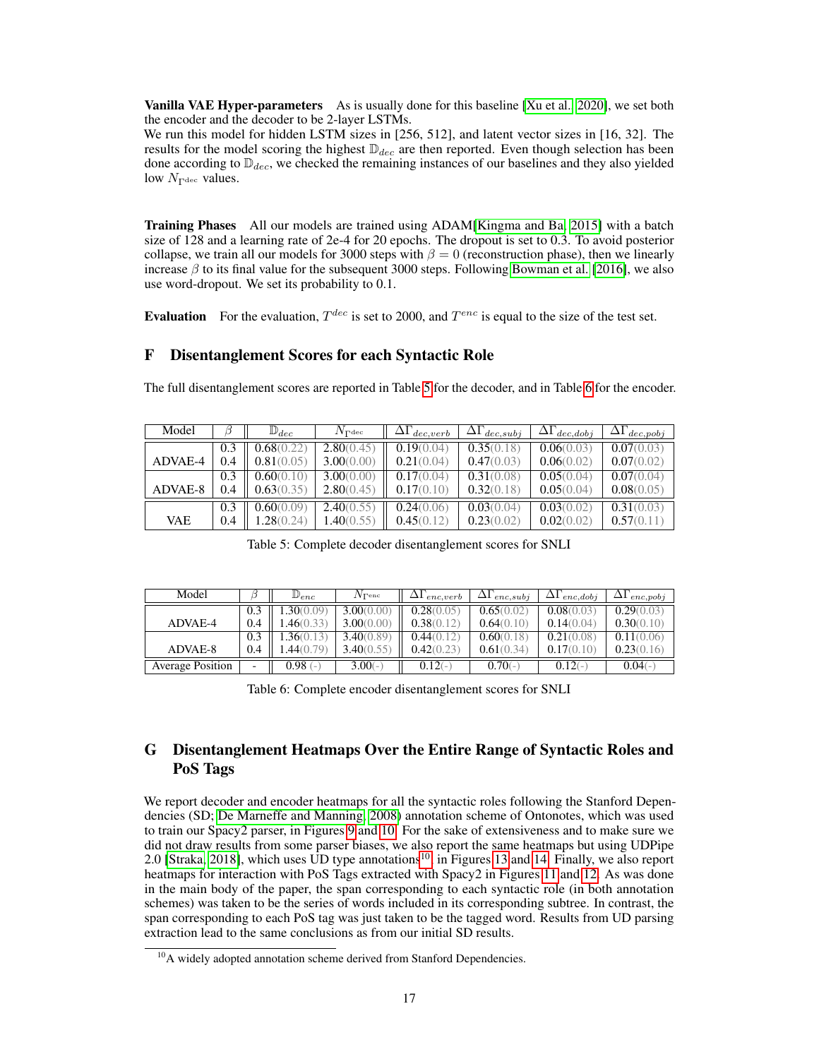**Vanilla VAE Hyper-parameters** As is usually done for this baseline [Xu et al., 2020], we set both the encoder and the decoder to be 2-layer LSTMs.
We run this model for hidden LSTM sizes in [256, 512], and latent vector sizes in [16, 32]. The results for the model scoring the highest $\mathbb{D}_{dec}$ are then reported. Even though selection has been done according to $\mathbb{D}_{dec}$, we checked the remaining instances of our baselines and they also yielded low $N_{\Gamma^{\text{dec}}}$ values.

**Training Phases** All our models are trained using ADAM[Kingma and Ba, 2015] with a batch size of 128 and a learning rate of 2e-4 for 20 epochs. The dropout is set to 0.3. To avoid posterior collapse, we train all our models for 3000 steps with $\beta = 0$ (reconstruction phase), then we linearly increase $\beta$ to its final value for the subsequent 3000 steps. Following Bowman et al. [2016], we also use word-dropout. We set its probability to 0.1.

**Evaluation** For the evaluation, $T^{dec}$ is set to 2000, and $T^{enc}$ is equal to the size of the test set.

## F Disentanglement Scores for each Syntactic Role

The full disentanglement scores are reported in Table 5 for the decoder, and in Table 6 for the encoder.

| Model | $\beta$ | $\mathbb{D}_{dec}$ | $N_{\Gamma^{\text{dec}}}$ | $\Delta\Gamma_{dec,verb}$ | $\Delta\Gamma_{dec,subj}$ | $\Delta\Gamma_{dec,dobj}$ | $\Delta\Gamma_{dec,pobj}$ |
|---|---|---|---|---|---|---|---|
| ADVAE-4 | 0.3 | 0.68(0.22) | 2.80(0.45) | 0.19(0.04) | 0.35(0.18) | 0.06(0.03) | 0.07(0.03) |
| | 0.4 | 0.81(0.05) | 3.00(0.00) | 0.21(0.04) | 0.47(0.03) | 0.06(0.02) | 0.07(0.02) |
| ADVAE-8 | 0.3 | 0.60(0.10) | 3.00(0.00) | 0.17(0.04) | 0.31(0.08) | 0.05(0.04) | 0.07(0.04) |
| | 0.4 | 0.63(0.35) | 2.80(0.45) | 0.17(0.10) | 0.32(0.18) | 0.05(0.04) | 0.08(0.05) |
| VAE | 0.3 | 0.60(0.09) | 2.40(0.55) | 0.24(0.06) | 0.03(0.04) | 0.03(0.02) | 0.31(0.03) |
| | 0.4 | 1.28(0.24) | 1.40(0.55) | 0.45(0.12) | 0.23(0.02) | 0.02(0.02) | 0.57(0.11) |

Table 5: Complete decoder disentanglement scores for SNLI

| Model | $\beta$ | $\mathbb{D}_{enc}$ | $N_{\Gamma^{\text{enc}}}$ | $\Delta\Gamma_{enc,verb}$ | $\Delta\Gamma_{enc,subj}$ | $\Delta\Gamma_{enc,dobj}$ | $\Delta\Gamma_{enc,pobj}$ |
|---|---|---|---|---|---|---|---|
| ADVAE-4 | 0.3 | 1.30(0.09) | 3.00(0.00) | 0.28(0.05) | 0.65(0.02) | 0.08(0.03) | 0.29(0.03) |
| | 0.4 | 1.46(0.33) | 3.00(0.00) | 0.38(0.12) | 0.64(0.10) | 0.14(0.04) | 0.30(0.10) |
| ADVAE-8 | 0.3 | 1.36(0.13) | 3.40(0.89) | 0.44(0.12) | 0.60(0.18) | 0.21(0.08) | 0.11(0.06) |
| | 0.4 | 1.44(0.79) | 3.40(0.55) | 0.42(0.23) | 0.61(0.34) | 0.17(0.10) | 0.23(0.16) |
| Average Position | - | 0.98 (-) | 3.00(-) | 0.12(-) | 0.70(-) | 0.12(-) | 0.04(-) |

Table 6: Complete encoder disentanglement scores for SNLI

## G Disentanglement Heatmaps Over the Entire Range of Syntactic Roles and PoS Tags

We report decoder and encoder heatmaps for all the syntactic roles following the Stanford Dependencies (SD; De Marneffe and Manning, 2008) annotation scheme of Ontonotes, which was used to train our Spacy2 parser, in Figures 9 and 10. For the sake of extensiveness and to make sure we did not draw results from some parser biases, we also report the same heatmaps but using UDPipe 2.0 [Straka, 2018], which uses UD type annotations[10] in Figures 13 and 14. Finally, we also report heatmaps for interaction with PoS Tags extracted with Spacy2 in Figures 11 and 12. As was done in the main body of the paper, the span corresponding to each syntactic role (in both annotation schemes) was taken to be the series of words included in its corresponding subtree. In contrast, the span corresponding to each PoS tag was just taken to be the tagged word. Results from UD parsing extraction lead to the same conclusions as from our initial SD results.

[10] A widely adopted annotation scheme derived from Stanford Dependencies.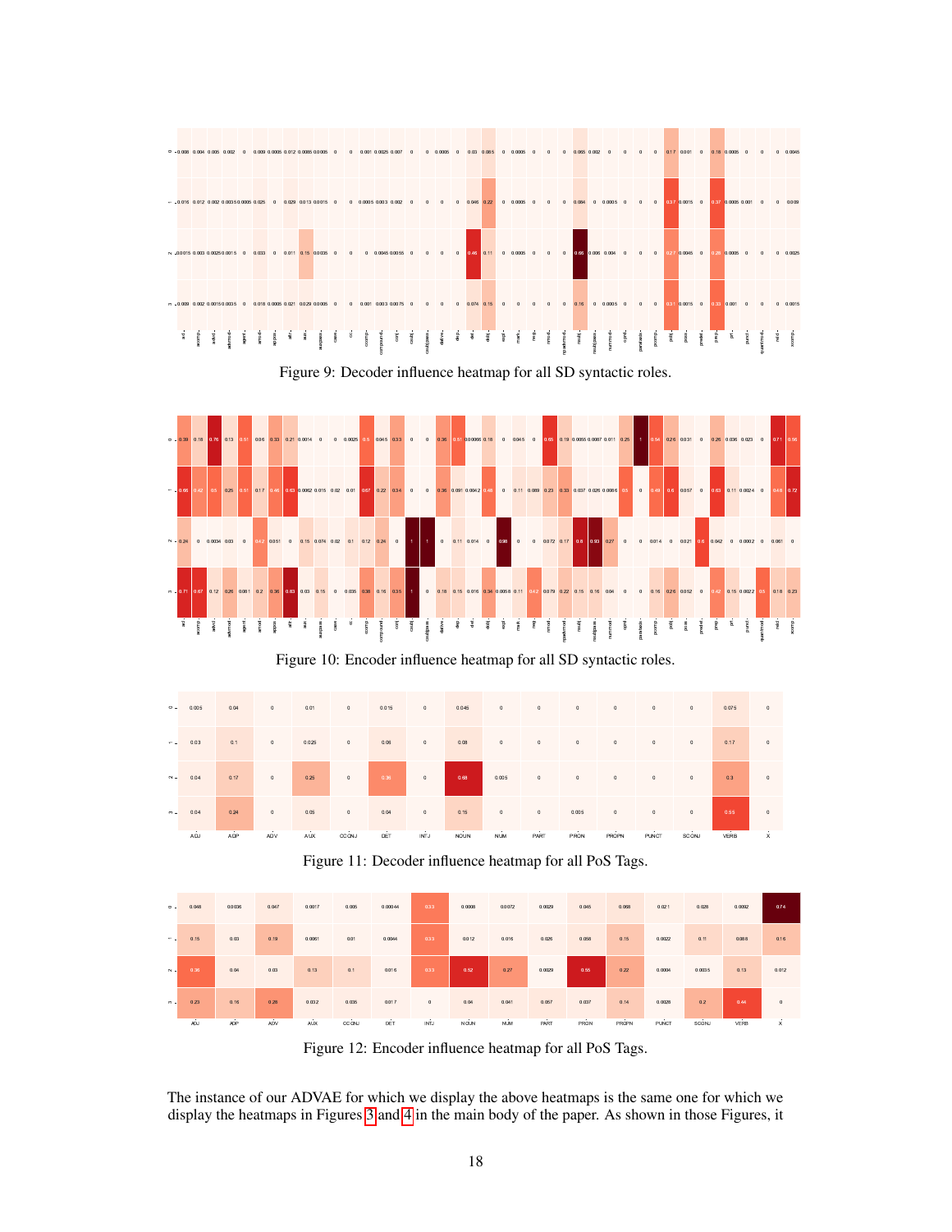Figure 9: Decoder influence heatmap for all SD syntactic roles.

Figure 10: Encoder influence heatmap for all SD syntactic roles.

Figure 11: Decoder influence heatmap for all PoS Tags.

Figure 12: Encoder influence heatmap for all PoS Tags.

The instance of our ADVAE for which we display the above heatmaps is the same one for which we display the heatmaps in Figures 3 and 4 in the main body of the paper. As shown in those Figures, it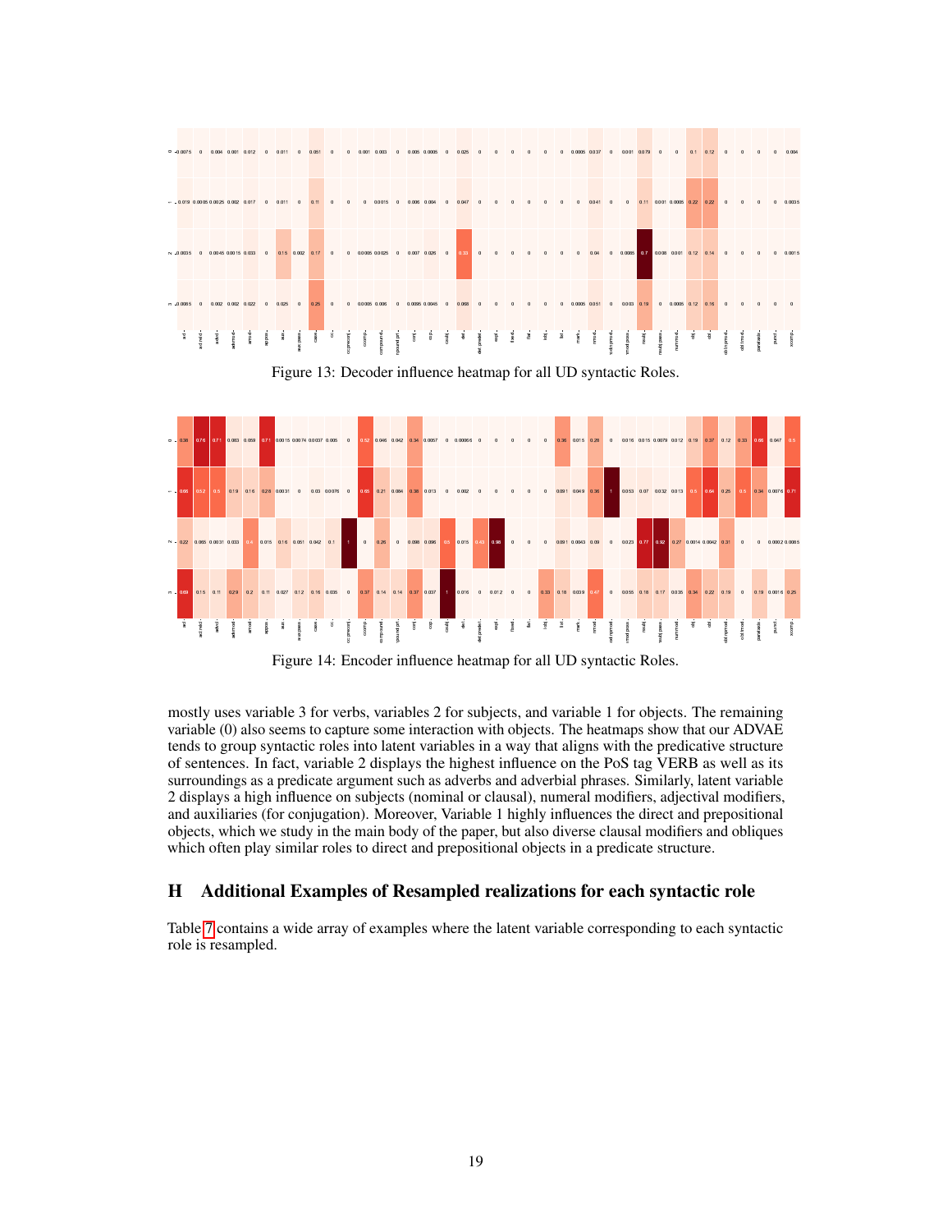Figure 13: Decoder influence heatmap for all UD syntactic Roles.

Figure 14: Encoder influence heatmap for all UD syntactic Roles.

mostly uses variable 3 for verbs, variables 2 for subjects, and variable 1 for objects. The remaining variable (0) also seems to capture some interaction with objects. The heatmaps show that our ADVAE tends to group syntactic roles into latent variables in a way that aligns with the predicative structure of sentences. In fact, variable 2 displays the highest influence on the PoS tag VERB as well as its surroundings as a predicate argument such as adverbs and adverbial phrases. Similarly, latent variable 2 displays a high influence on subjects (nominal or clausal), numeral modifiers, adjectival modifiers, and auxiliaries (for conjugation). Moreover, Variable 1 highly influences the direct and prepositional objects, which we study in the main body of the paper, but also diverse clausal modifiers and obliques which often play similar roles to direct and prepositional objects in a predicate structure.

## H Additional Examples of Resampled realizations for each syntactic role

Table 7 contains a wide array of examples where the latent variable corresponding to each syntactic role is resampled.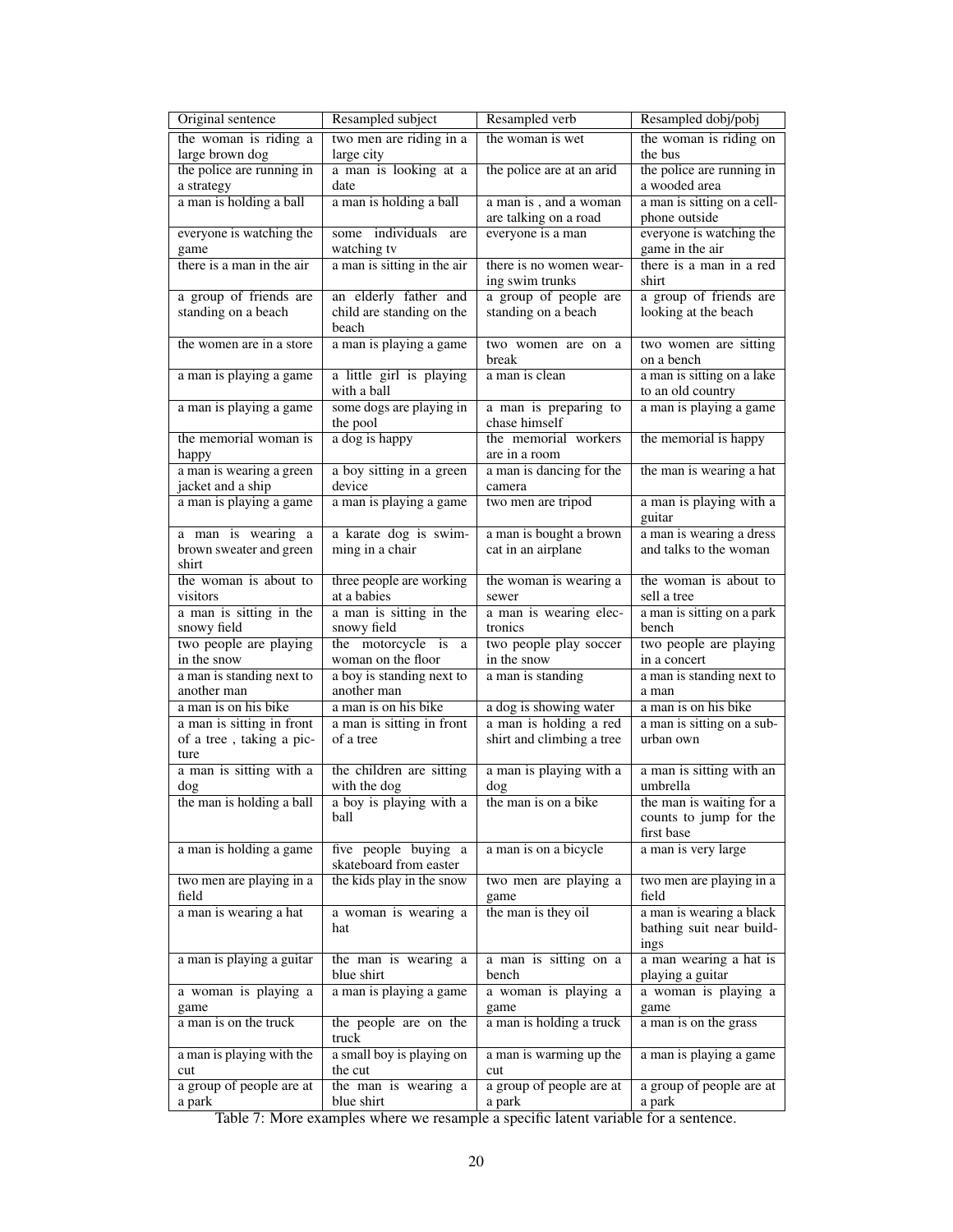| Original sentence | Resampled subject | Resampled verb | Resampled dobj/pobj |
| --- | --- | --- | --- |
| the woman is riding a large brown dog | two men are riding in a large city | the woman is wet | the woman is riding on the bus |
| the police are running in a strategy | a man is looking at a date | the police are at an arid | the police are running in a wooded area |
| a man is holding a ball | a man is holding a ball | a man is , and a woman are talking on a road | a man is sitting on a cellphone outside |
| everyone is watching the game | some individuals are watching tv | everyone is a man | everyone is watching the game in the air |
| there is a man in the air | a man is sitting in the air | there is no women wearing swim trunks | there is a man in a red shirt |
| a group of friends are standing on a beach | an elderly father and child are standing on the beach | a group of people are standing on a beach | a group of friends are looking at the beach |
| the women are in a store | a man is playing a game | two women are on a break | two women are sitting on a bench |
| a man is playing a game | a little girl is playing with a ball | a man is clean | a man is sitting on a lake to an old country |
| a man is playing a game | some dogs are playing in the pool | a man is preparing to chase himself | a man is playing a game |
| the memorial woman is happy | a dog is happy | the memorial workers are in a room | the memorial is happy |
| a man is wearing a green jacket and a ship | a boy sitting in a green device | a man is dancing for the camera | the man is wearing a hat |
| a man is playing a game | a man is playing a game | two men are tripod | a man is playing with a guitar |
| a man is wearing a brown sweater and green shirt | a karate dog is swimming in a chair | a man is bought a brown cat in an airplane | a man is wearing a dress and talks to the woman |
| the woman is about to visitors | three people are working at a babies | the woman is wearing a sewer | the woman is about to sell a tree |
| a man is sitting in the snowy field | a man is sitting in the snowy field | a man is wearing electronics | a man is sitting on a park bench |
| two people are playing in the snow | the motorcycle is a woman on the floor | two people play soccer in the snow | two people are playing in a concert |
| a man is standing next to another man | a boy is standing next to another man | a man is standing | a man is standing next to a man |
| a man is on his bike | a man is on his bike | a dog is showing water | a man is on his bike |
| a man is sitting in front of a tree , taking a picture | a man is sitting in front of a tree | a man is holding a red shirt and climbing a tree | a man is sitting on a suburban own |
| a man is sitting with a dog | the children are sitting with the dog | a man is playing with a dog | a man is sitting with an umbrella |
| the man is holding a ball | a boy is playing with a ball | the man is on a bike | the man is waiting for a counts to jump for the first base |
| a man is holding a game | five people buying a skateboard from easter | a man is on a bicycle | a man is very large |
| two men are playing in a field | the kids play in the snow | two men are playing a game | two men are playing in a field |
| a man is wearing a hat | a woman is wearing a hat | the man is they oil | a man is wearing a black bathing suit near buildings |
| a man is playing a guitar | the man is wearing a blue shirt | a man is sitting on a bench | a man wearing a hat is playing a guitar |
| a woman is playing a game | a man is playing a game | a woman is playing a game | a woman is playing a game |
| a man is on the truck | the people are on the truck | a man is holding a truck | a man is on the grass |
| a man is playing with the cut | a small boy is playing on the cut | a man is warming up the cut | a man is playing a game |
| a group of people are at a park | the man is wearing a blue shirt | a group of people are at a park | a group of people are at a park |

Table 7: More examples where we resample a specific latent variable for a sentence.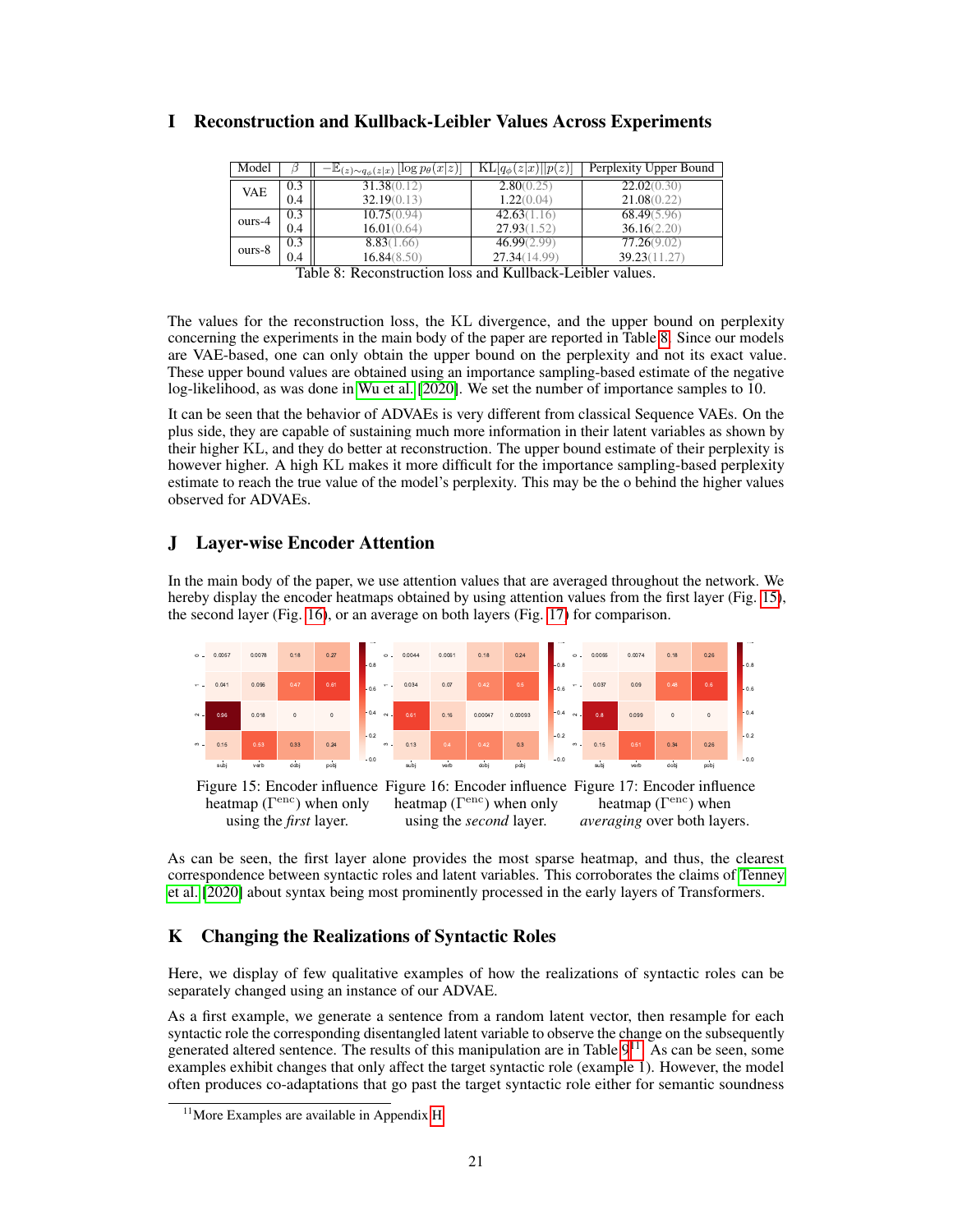## I Reconstruction and Kullback-Leibler Values Across Experiments

| Model | $\beta$ | $-\mathbb{E}_{(z)\sim q_\phi(z\|x)}[\log p_\theta(x\|z)]$ | $\text{KL}[q_\phi(z\|x)\|\|p(z)]$ | Perplexity Upper Bound |
|---|---|---|---|---|
| VAE | 0.3 | 31.38(0.12) | 2.80(0.25) | 22.02(0.30) |
| | 0.4 | 32.19(0.13) | 1.22(0.04) | 21.08(0.22) |
| ours-4 | 0.3 | 10.75(0.94) | 42.63(1.16) | 68.49(5.96) |
| | 0.4 | 16.01(0.64) | 27.93(1.52) | 36.16(2.20) |
| ours-8 | 0.3 | 8.83(1.66) | 46.99(2.99) | 77.26(9.02) |
| | 0.4 | 16.84(8.50) | 27.34(14.99) | 39.23(11.27) |

Table 8: Reconstruction loss and Kullback-Leibler values.

The values for the reconstruction loss, the KL divergence, and the upper bound on perplexity concerning the experiments in the main body of the paper are reported in Table 8. Since our models are VAE-based, one can only obtain the upper bound on the perplexity and not its exact value. These upper bound values are obtained using an importance sampling-based estimate of the negative log-likelihood, as was done in Wu et al. [2020]. We set the number of importance samples to 10.

It can be seen that the behavior of ADVAEs is very different from classical Sequence VAEs. On the plus side, they are capable of sustaining much more information in their latent variables as shown by their higher KL, and they do better at reconstruction. The upper bound estimate of their perplexity is however higher. A high KL makes it more difficult for the importance sampling-based perplexity estimate to reach the true value of the model's perplexity. This may be the o behind the higher values observed for ADVAEs.

## J Layer-wise Encoder Attention

In the main body of the paper, we use attention values that are averaged throughout the network. We hereby display the encoder heatmaps obtained by using attention values from the first layer (Fig. 15), the second layer (Fig. 16), or an average on both layers (Fig. 17) for comparison.

| | subj | verb | dobj | pobj |
|---|---|---|---|---|
| 0 | 0.0057 | 0.0078 | 0.18 | 0.27 |
| 1 | 0.041 | 0.096 | 0.47 | 0.61 |
| 2 | 0.96 | 0.018 | 0 | 0 |
| 3 | 0.15 | 0.53 | 0.33 | 0.24 |

Figure 15: Encoder influence heatmap ($\Gamma^{\text{enc}}$) when only using the *first* layer.

| | subj | verb | dobj | pobj |
|---|---|---|---|---|
| 0 | 0.0044 | 0.0091 | 0.18 | 0.24 |
| 1 | 0.034 | 0.07 | 0.42 | 0.5 |
| 2 | 0.61 | 0.16 | 0.00047 | 0.00093 |
| 3 | 0.13 | 0.4 | 0.42 | 0.3 |

Figure 16: Encoder influence heatmap ($\Gamma^{\text{enc}}$) when only using the *second* layer.

| | subj | verb | dobj | pobj |
|---|---|---|---|---|
| 0 | 0.0055 | 0.0074 | 0.18 | 0.26 |
| 1 | 0.037 | 0.09 | 0.46 | 0.6 |
| 2 | 0.8 | 0.099 | 0 | 0 |
| 3 | 0.15 | 0.51 | 0.34 | 0.26 |

Figure 17: Encoder influence heatmap ($\Gamma^{\text{enc}}$) when *averaging* over both layers.

As can be seen, the first layer alone provides the most sparse heatmap, and thus, the clearest correspondence between syntactic roles and latent variables. This corroborates the claims of Tenney et al. [2020] about syntax being most prominently processed in the early layers of Transformers.

## K Changing the Realizations of Syntactic Roles

Here, we display of few qualitative examples of how the realizations of syntactic roles can be separately changed using an instance of our ADVAE.

As a first example, we generate a sentence from a random latent vector, then resample for each syntactic role the corresponding disentangled latent variable to observe the change on the subsequently generated altered sentence. The results of this manipulation are in Table 9[11]. As can be seen, some examples exhibit changes that only affect the target syntactic role (example 1). However, the model often produces co-adaptations that go past the target syntactic role either for semantic soundness

[11] More Examples are available in Appendix H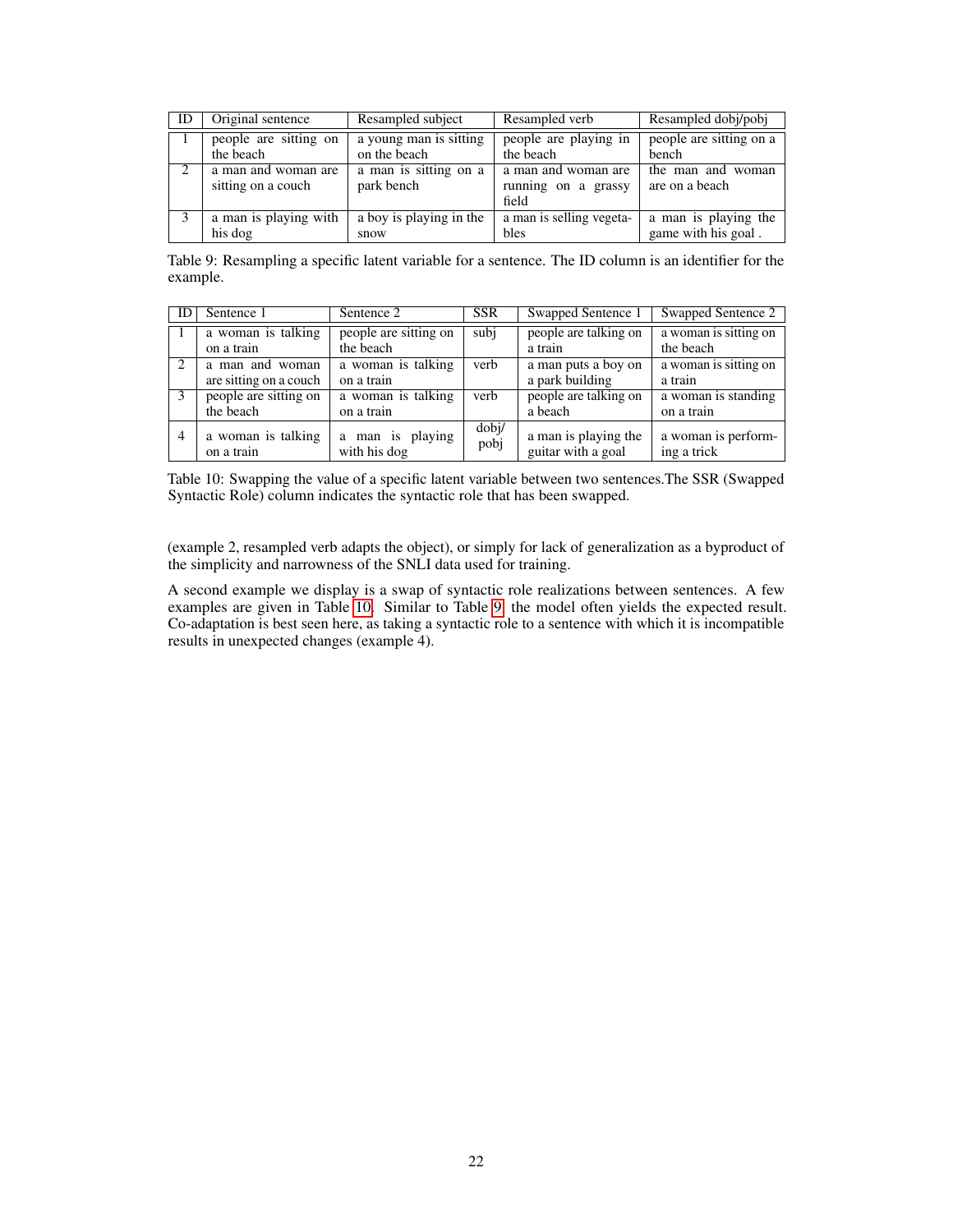| ID | Original sentence | Resampled subject | Resampled verb | Resampled dobj/pobj |
|---|---|---|---|---|
| 1 | people are sitting on the beach | a young man is sitting on the beach | people are playing in the beach | people are sitting on a bench |
| 2 | a man and woman are sitting on a couch | a man is sitting on a park bench | a man and woman are running on a grassy field | the man and woman are on a beach |
| 3 | a man is playing with his dog | a boy is playing in the snow | a man is selling vegetables | a man is playing the game with his goal . |

Table 9: Resampling a specific latent variable for a sentence. The ID column is an identifier for the example.

| ID | Sentence 1 | Sentence 2 | SSR | Swapped Sentence 1 | Swapped Sentence 2 |
|---|---|---|---|---|---|
| 1 | a woman is talking on a train | people are sitting on the beach | subj | people are talking on a train | a woman is sitting on the beach |
| 2 | a man and woman are sitting on a couch | a woman is talking on a train | verb | a man puts a boy on a park building | a woman is sitting on a train |
| 3 | people are sitting on the beach | a woman is talking on a train | verb | people are talking on a beach | a woman is standing on a train |
| 4 | a woman is talking on a train | a man is playing with his dog | dobj/pobj | a man is playing the guitar with a goal | a woman is performing a trick |

Table 10: Swapping the value of a specific latent variable between two sentences.The SSR (Swapped Syntactic Role) column indicates the syntactic role that has been swapped.

(example 2, resampled verb adapts the object), or simply for lack of generalization as a byproduct of the simplicity and narrowness of the SNLI data used for training.

A second example we display is a swap of syntactic role realizations between sentences. A few examples are given in Table 10. Similar to Table 9, the model often yields the expected result. Co-adaptation is best seen here, as taking a syntactic role to a sentence with which it is incompatible results in unexpected changes (example 4).